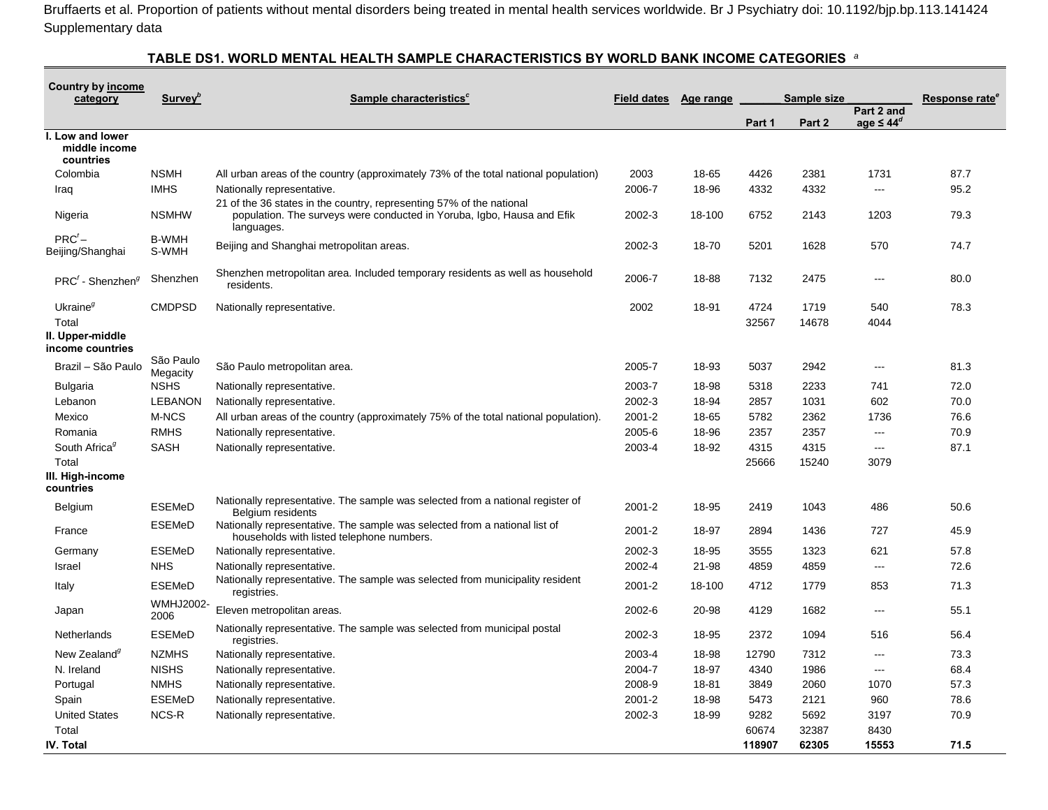Bruffaerts et al. Proportion of patients without mental disorders being treated in mental health services worldwide. Br J Psychiatry doi: 10.1192/bjp.bp.113.141424
Supplementary data

### TABLE DS1. WORLD MENTAL HEALTH SAMPLE CHARACTERISTICS BY WORLD BANK INCOME CATEGORIES [a]

| Country by income category | Survey[b] | Sample characteristics[c] | Field dates | Age range | Sample size | | | Response rate[e] |
|---|---|---|---|---|---|---|---|---|
| | | | | | Part 1 | Part 2 | Part 2 and age ≤ 44[d] | |
| **I. Low and lower middle income countries** | | | | | | | | |
| Colombia | NSMH | All urban areas of the country (approximately 73% of the total national population) | 2003 | 18-65 | 4426 | 2381 | 1731 | 87.7 |
| Iraq | IMHS | Nationally representative. | 2006-7 | 18-96 | 4332 | 4332 | --- | 95.2 |
| Nigeria | NSMHW | 21 of the 36 states in the country, representing 57% of the national population. The surveys were conducted in Yoruba, Igbo, Hausa and Efik languages. | 2002-3 | 18-100 | 6752 | 2143 | 1203 | 79.3 |
| PRC[f] – Beijing/Shanghai | B-WMH S-WMH | Beijing and Shanghai metropolitan areas. | 2002-3 | 18-70 | 5201 | 1628 | 570 | 74.7 |
| PRC[f] - Shenzhen[g] | Shenzhen | Shenzhen metropolitan area. Included temporary residents as well as household residents. | 2006-7 | 18-88 | 7132 | 2475 | --- | 80.0 |
| Ukraine[g] | CMDPSD | Nationally representative. | 2002 | 18-91 | 4724 | 1719 | 540 | 78.3 |
| Total | | | | | 32567 | 14678 | 4044 | |
| **II. Upper-middle income countries** | | | | | | | | |
| Brazil – São Paulo | São Paulo Megacity | São Paulo metropolitan area. | 2005-7 | 18-93 | 5037 | 2942 | --- | 81.3 |
| Bulgaria | NSHS | Nationally representative. | 2003-7 | 18-98 | 5318 | 2233 | 741 | 72.0 |
| Lebanon | LEBANON | Nationally representative. | 2002-3 | 18-94 | 2857 | 1031 | 602 | 70.0 |
| Mexico | M-NCS | All urban areas of the country (approximately 75% of the total national population). | 2001-2 | 18-65 | 5782 | 2362 | 1736 | 76.6 |
| Romania | RMHS | Nationally representative. | 2005-6 | 18-96 | 2357 | 2357 | --- | 70.9 |
| South Africa[g] | SASH | Nationally representative. | 2003-4 | 18-92 | 4315 | 4315 | --- | 87.1 |
| Total | | | | | 25666 | 15240 | 3079 | |
| **III. High-income countries** | | | | | | | | |
| Belgium | ESEMeD | Nationally representative. The sample was selected from a national register of Belgium residents | 2001-2 | 18-95 | 2419 | 1043 | 486 | 50.6 |
| France | ESEMeD | Nationally representative. The sample was selected from a national list of households with listed telephone numbers. | 2001-2 | 18-97 | 2894 | 1436 | 727 | 45.9 |
| Germany | ESEMeD | Nationally representative. | 2002-3 | 18-95 | 3555 | 1323 | 621 | 57.8 |
| Israel | NHS | Nationally representative. | 2002-4 | 21-98 | 4859 | 4859 | --- | 72.6 |
| Italy | ESEMeD | Nationally representative. The sample was selected from municipality resident registries. | 2001-2 | 18-100 | 4712 | 1779 | 853 | 71.3 |
| Japan | WMHJ2002-2006 | Eleven metropolitan areas. | 2002-6 | 20-98 | 4129 | 1682 | --- | 55.1 |
| Netherlands | ESEMeD | Nationally representative. The sample was selected from municipal postal registries. | 2002-3 | 18-95 | 2372 | 1094 | 516 | 56.4 |
| New Zealand[g] | NZMHS | Nationally representative. | 2003-4 | 18-98 | 12790 | 7312 | --- | 73.3 |
| N. Ireland | NISHS | Nationally representative. | 2004-7 | 18-97 | 4340 | 1986 | --- | 68.4 |
| Portugal | NMHS | Nationally representative. | 2008-9 | 18-81 | 3849 | 2060 | 1070 | 57.3 |
| Spain | ESEMeD | Nationally representative. | 2001-2 | 18-98 | 5473 | 2121 | 960 | 78.6 |
| United States | NCS-R | Nationally representative. | 2002-3 | 18-99 | 9282 | 5692 | 3197 | 70.9 |
| Total | | | | | 60674 | 32387 | 8430 | |
| **IV. Total** | | | | | **118907** | **62305** | **15553** | **71.5** |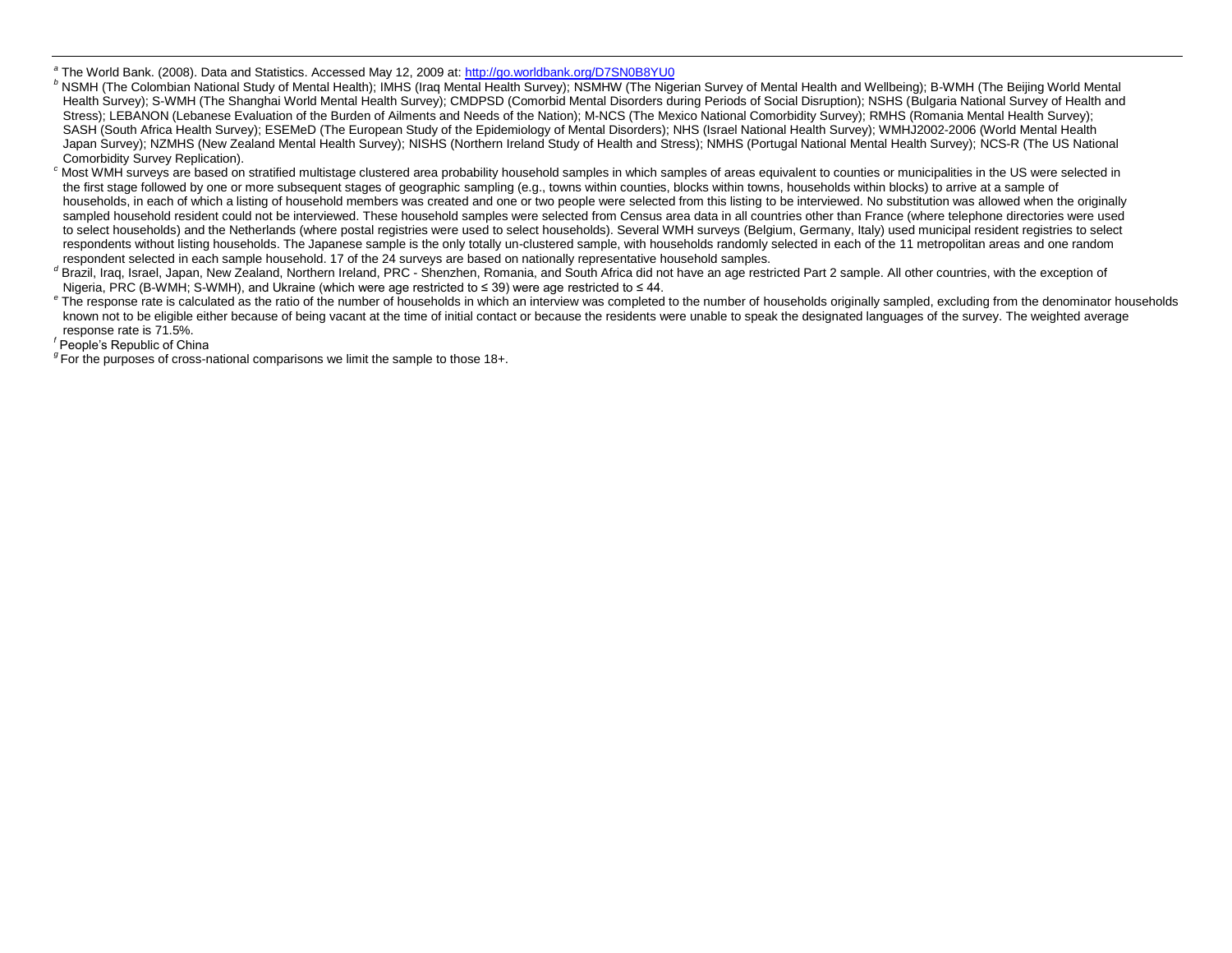[a] The World Bank. (2008). Data and Statistics. Accessed May 12, 2009 at: [http://go.worldbank.org/D7SN0B8YU0](http://go.worldbank.org/D7SN0B8YU0)

[b] NSMH (The Colombian National Study of Mental Health); IMHS (Iraq Mental Health Survey); NSMHW (The Nigerian Survey of Mental Health and Wellbeing); B-WMH (The Beijing World Mental Health Survey); S-WMH (The Shanghai World Mental Health Survey); CMDPSD (Comorbid Mental Disorders during Periods of Social Disruption); NSHS (Bulgaria National Survey of Health and Stress); LEBANON (Lebanese Evaluation of the Burden of Ailments and Needs of the Nation); M-NCS (The Mexico National Comorbidity Survey); RMHS (Romania Mental Health Survey); SASH (South Africa Health Survey); ESEMeD (The European Study of the Epidemiology of Mental Disorders); NHS (Israel National Health Survey); WMHJ2002-2006 (World Mental Health Japan Survey); NZMHS (New Zealand Mental Health Survey); NISHS (Northern Ireland Study of Health and Stress); NMHS (Portugal National Mental Health Survey); NCS-R (The US National Comorbidity Survey Replication).

[c] Most WMH surveys are based on stratified multistage clustered area probability household samples in which samples of areas equivalent to counties or municipalities in the US were selected in the first stage followed by one or more subsequent stages of geographic sampling (e.g., towns within counties, blocks within towns, households within blocks) to arrive at a sample of households, in each of which a listing of household members was created and one or two people were selected from this listing to be interviewed. No substitution was allowed when the originally sampled household resident could not be interviewed. These household samples were selected from Census area data in all countries other than France (where telephone directories were used to select households) and the Netherlands (where postal registries were used to select households). Several WMH surveys (Belgium, Germany, Italy) used municipal resident registries to select respondents without listing households. The Japanese sample is the only totally un-clustered sample, with households randomly selected in each of the 11 metropolitan areas and one random respondent selected in each sample household. 17 of the 24 surveys are based on nationally representative household samples.

[d] Brazil, Iraq, Israel, Japan, New Zealand, Northern Ireland, PRC - Shenzhen, Romania, and South Africa did not have an age restricted Part 2 sample. All other countries, with the exception of Nigeria, PRC (B-WMH; S-WMH), and Ukraine (which were age restricted to ≤ 39) were age restricted to ≤ 44.

[e] The response rate is calculated as the ratio of the number of households in which an interview was completed to the number of households originally sampled, excluding from the denominator households known not to be eligible either because of being vacant at the time of initial contact or because the residents were unable to speak the designated languages of the survey. The weighted average response rate is 71.5%.

[f] People's Republic of China

[g] For the purposes of cross-national comparisons we limit the sample to those 18+.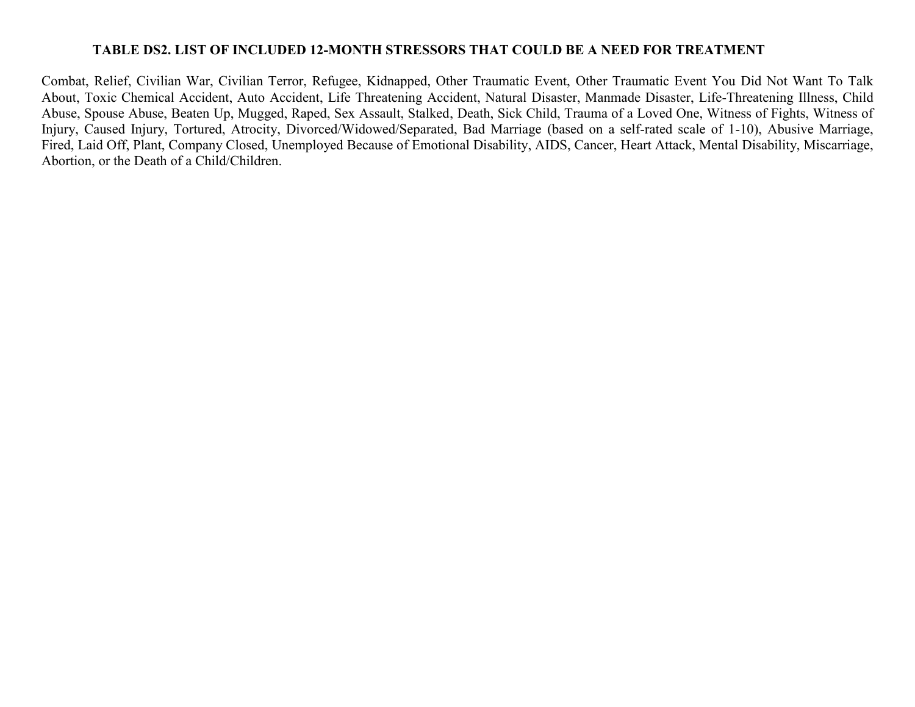### TABLE DS2. LIST OF INCLUDED 12-MONTH STRESSORS THAT COULD BE A NEED FOR TREATMENT

Combat, Relief, Civilian War, Civilian Terror, Refugee, Kidnapped, Other Traumatic Event, Other Traumatic Event You Did Not Want To Talk About, Toxic Chemical Accident, Auto Accident, Life Threatening Accident, Natural Disaster, Manmade Disaster, Life-Threatening Illness, Child Abuse, Spouse Abuse, Beaten Up, Mugged, Raped, Sex Assault, Stalked, Death, Sick Child, Trauma of a Loved One, Witness of Fights, Witness of Injury, Caused Injury, Tortured, Atrocity, Divorced/Widowed/Separated, Bad Marriage (based on a self-rated scale of 1-10), Abusive Marriage, Fired, Laid Off, Plant, Company Closed, Unemployed Because of Emotional Disability, AIDS, Cancer, Heart Attack, Mental Disability, Miscarriage, Abortion, or the Death of a Child/Children.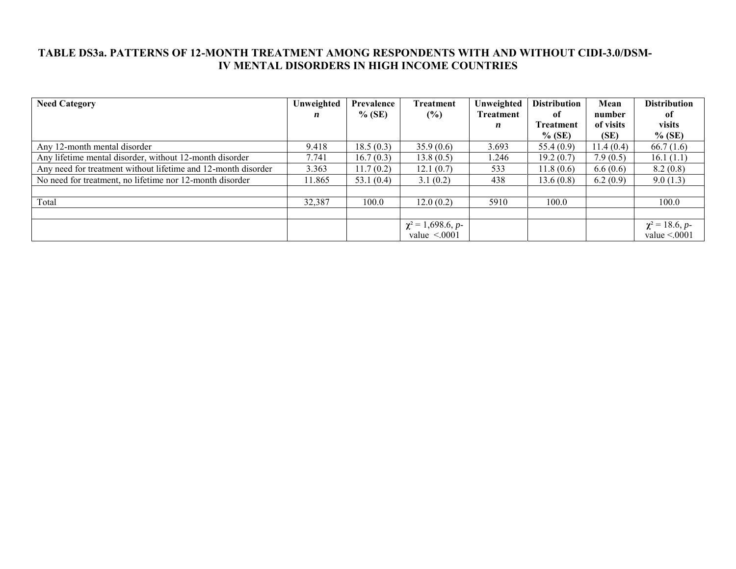**TABLE DS3a. PATTERNS OF 12-MONTH TREATMENT AMONG RESPONDENTS WITH AND WITHOUT CIDI-3.0/DSM-IV MENTAL DISORDERS IN HIGH INCOME COUNTRIES**

| **Need Category** | **Unweighted *n*** | **Prevalence % (SE)** | **Treatment (%)** | **Unweighted Treatment *n*** | **Distribution of Treatment % (SE)** | **Mean number of visits (SE)** | **Distribution of visits % (SE)** |
|---|---|---|---|---|---|---|---|
| Any 12-month mental disorder | 9.418 | 18.5 (0.3) | 35.9 (0.6) | 3.693 | 55.4 (0.9) | 11.4 (0.4) | 66.7 (1.6) |
| Any lifetime mental disorder, without 12-month disorder | 7.741 | 16.7 (0.3) | 13.8 (0.5) | 1.246 | 19.2 (0.7) | 7.9 (0.5) | 16.1 (1.1) |
| Any need for treatment without lifetime and 12-month disorder | 3.363 | 11.7 (0.2) | 12.1 (0.7) | 533 | 11.8 (0.6) | 6.6 (0.6) | 8.2 (0.8) |
| No need for treatment, no lifetime nor 12-month disorder | 11.865 | 53.1 (0.4) | 3.1 (0.2) | 438 | 13.6 (0.8) | 6.2 (0.9) | 9.0 (1.3) |
| | | | | | | | |
| Total | 32,387 | 100.0 | 12.0 (0.2) | 5910 | 100.0 | | 100.0 |
| | | | | | | | |
| | | | $\chi^2$ = 1,698.6, *p*-value <.0001 | | | | $\chi^2$ = 18.6, *p*-value <.0001 |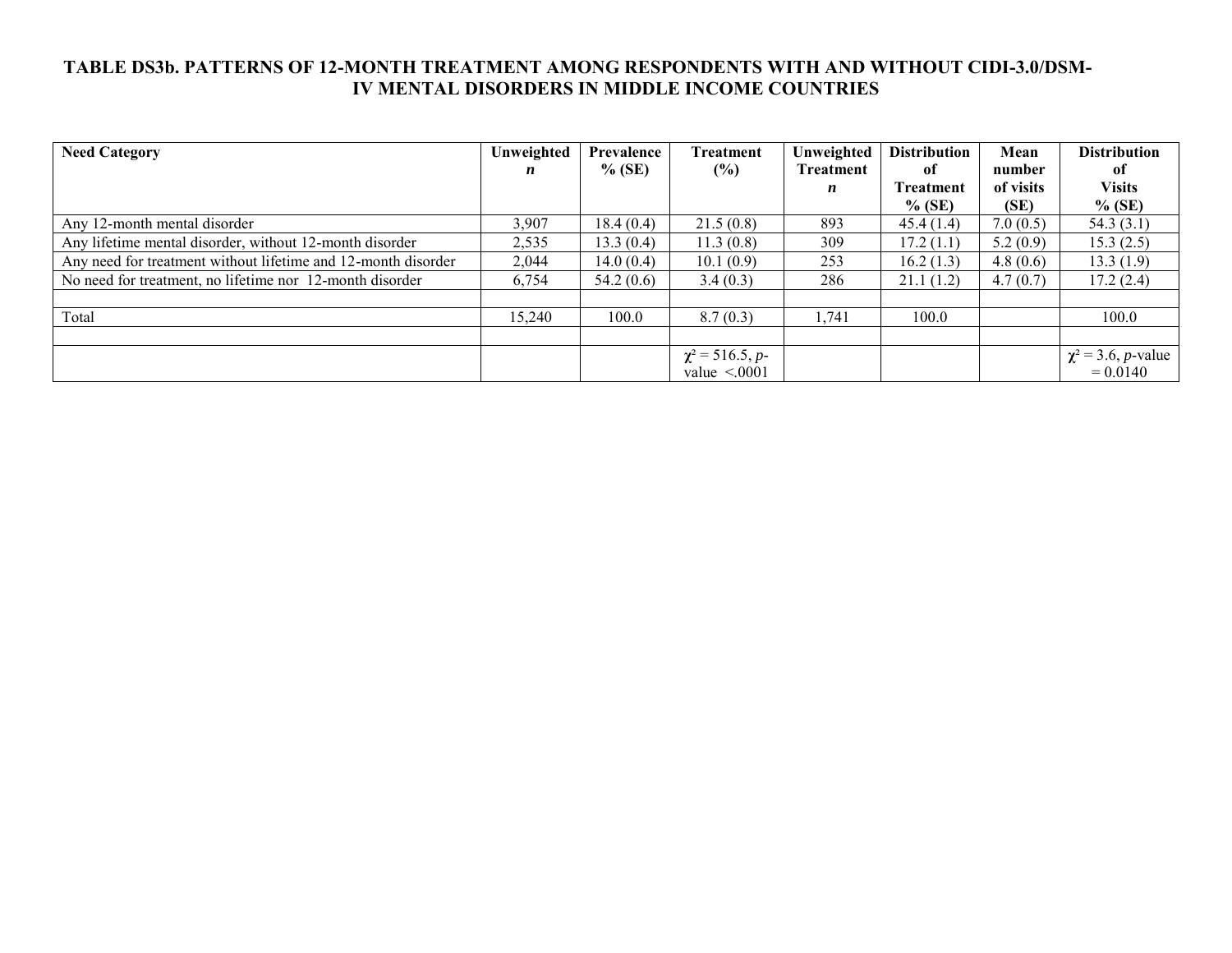## TABLE DS3b. PATTERNS OF 12-MONTH TREATMENT AMONG RESPONDENTS WITH AND WITHOUT CIDI-3.0/DSM-IV MENTAL DISORDERS IN MIDDLE INCOME COUNTRIES

| Need Category | Unweighted *n* | Prevalence % (SE) | Treatment (%) | Unweighted Treatment *n* | Distribution of Treatment % (SE) | Mean number of visits (SE) | Distribution of Visits % (SE) |
|---|---|---|---|---|---|---|---|
| Any 12-month mental disorder | 3,907 | 18.4 (0.4) | 21.5 (0.8) | 893 | 45.4 (1.4) | 7.0 (0.5) | 54.3 (3.1) |
| Any lifetime mental disorder, without 12-month disorder | 2,535 | 13.3 (0.4) | 11.3 (0.8) | 309 | 17.2 (1.1) | 5.2 (0.9) | 15.3 (2.5) |
| Any need for treatment without lifetime and 12-month disorder | 2,044 | 14.0 (0.4) | 10.1 (0.9) | 253 | 16.2 (1.3) | 4.8 (0.6) | 13.3 (1.9) |
| No need for treatment, no lifetime nor 12-month disorder | 6,754 | 54.2 (0.6) | 3.4 (0.3) | 286 | 21.1 (1.2) | 4.7 (0.7) | 17.2 (2.4) |
| | | | | | | | |
| Total | 15,240 | 100.0 | 8.7 (0.3) | 1,741 | 100.0 | | 100.0 |
| | | | | | | | |
| | | | $\chi^2$ = 516.5, *p*-value <.0001 | | | | $\chi^2$ = 3.6, *p*-value = 0.0140 |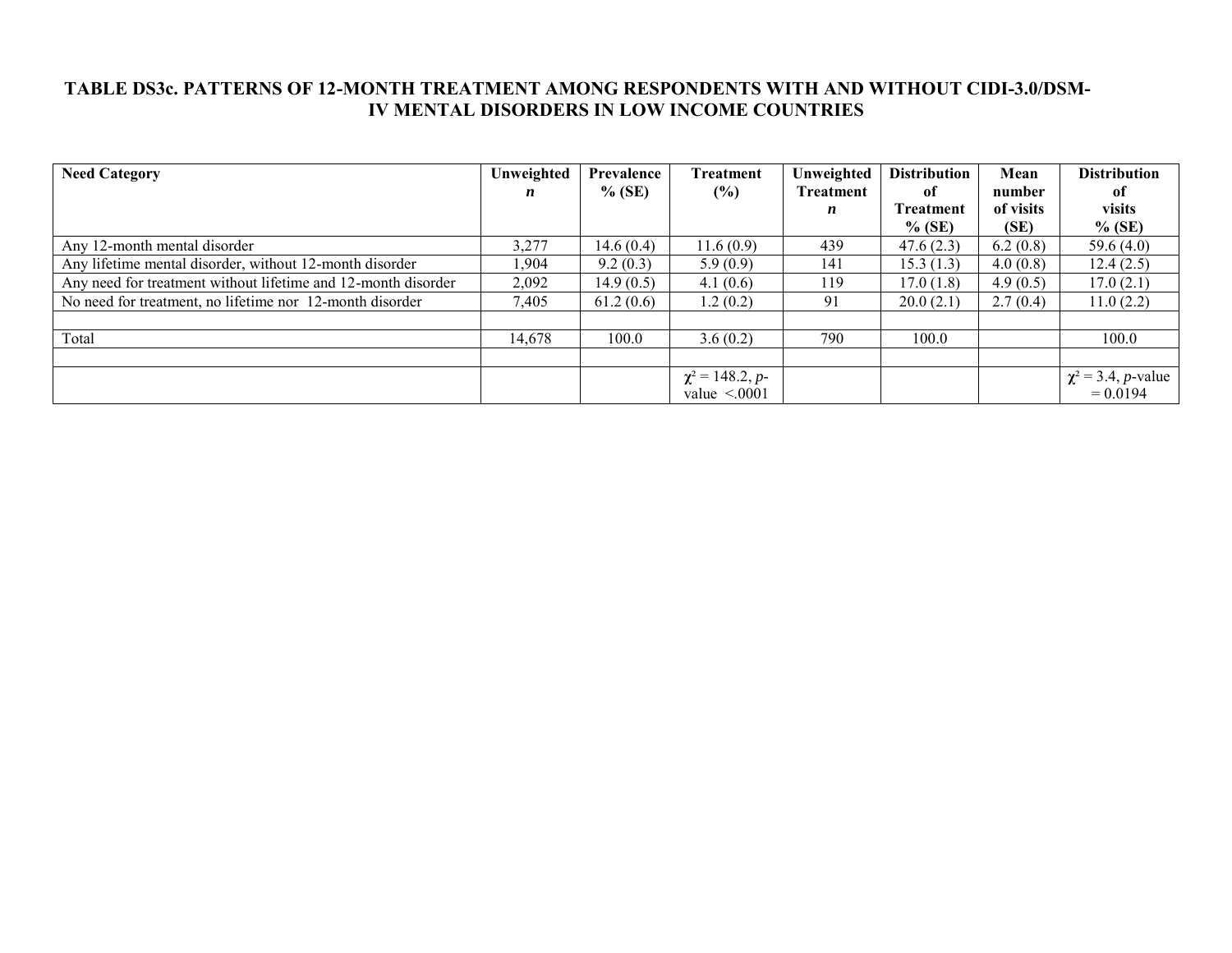**TABLE DS3c. PATTERNS OF 12-MONTH TREATMENT AMONG RESPONDENTS WITH AND WITHOUT CIDI-3.0/DSM-IV MENTAL DISORDERS IN LOW INCOME COUNTRIES**

| Need Category | Unweighted *n* | Prevalence % (SE) | Treatment (%) | Unweighted Treatment *n* | Distribution of Treatment % (SE) | Mean number of visits (SE) | Distribution of visits % (SE) |
|---|---|---|---|---|---|---|---|
| Any 12-month mental disorder | 3,277 | 14.6 (0.4) | 11.6 (0.9) | 439 | 47.6 (2.3) | 6.2 (0.8) | 59.6 (4.0) |
| Any lifetime mental disorder, without 12-month disorder | 1,904 | 9.2 (0.3) | 5.9 (0.9) | 141 | 15.3 (1.3) | 4.0 (0.8) | 12.4 (2.5) |
| Any need for treatment without lifetime and 12-month disorder | 2,092 | 14.9 (0.5) | 4.1 (0.6) | 119 | 17.0 (1.8) | 4.9 (0.5) | 17.0 (2.1) |
| No need for treatment, no lifetime nor 12-month disorder | 7,405 | 61.2 (0.6) | 1.2 (0.2) | 91 | 20.0 (2.1) | 2.7 (0.4) | 11.0 (2.2) |
| | | | | | | | |
| Total | 14,678 | 100.0 | 3.6 (0.2) | 790 | 100.0 | | 100.0 |
| | | | | | | | |
| | | | $\chi^2 = 148.2$, *p*-value <.0001 | | | | $\chi^2 = 3.4$, *p*-value = 0.0194 |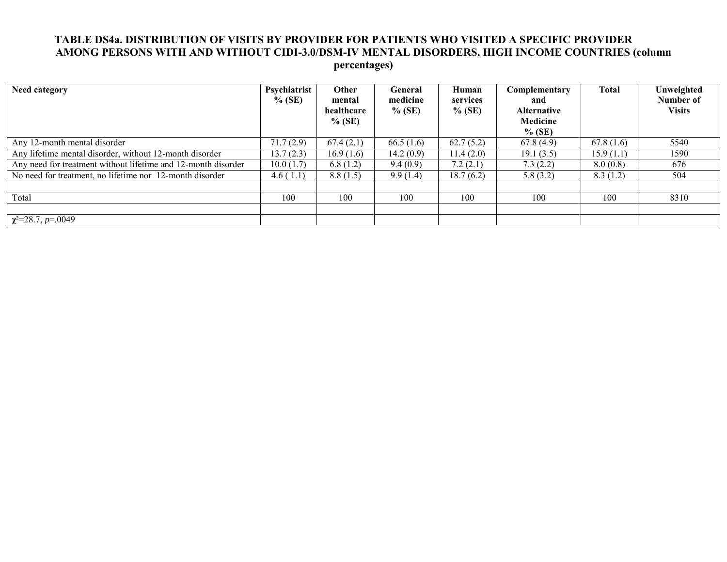**TABLE DS4a. DISTRIBUTION OF VISITS BY PROVIDER FOR PATIENTS WHO VISITED A SPECIFIC PROVIDER AMONG PERSONS WITH AND WITHOUT CIDI-3.0/DSM-IV MENTAL DISORDERS, HIGH INCOME COUNTRIES (column percentages)**

| Need category | Psychiatrist % (SE) | Other mental healthcare % (SE) | General medicine % (SE) | Human services % (SE) | Complementary and Alternative Medicine % (SE) | Total | Unweighted Number of Visits |
|---|---|---|---|---|---|---|---|
| Any 12-month mental disorder | 71.7 (2.9) | 67.4 (2.1) | 66.5 (1.6) | 62.7 (5.2) | 67.8 (4.9) | 67.8 (1.6) | 5540 |
| Any lifetime mental disorder, without 12-month disorder | 13.7 (2.3) | 16.9 (1.6) | 14.2 (0.9) | 11.4 (2.0) | 19.1 (3.5) | 15.9 (1.1) | 1590 |
| Any need for treatment without lifetime and 12-month disorder | 10.0 (1.7) | 6.8 (1.2) | 9.4 (0.9) | 7.2 (2.1) | 7.3 (2.2) | 8.0 (0.8) | 676 |
| No need for treatment, no lifetime nor 12-month disorder | 4.6 ( 1.1) | 8.8 (1.5) | 9.9 (1.4) | 18.7 (6.2) | 5.8 (3.2) | 8.3 (1.2) | 504 |
| | | | | | | | |
| Total | 100 | 100 | 100 | 100 | 100 | 100 | 8310 |
| | | | | | | | |
| $\chi^2$=28.7, *p*=.0049 | | | | | | | |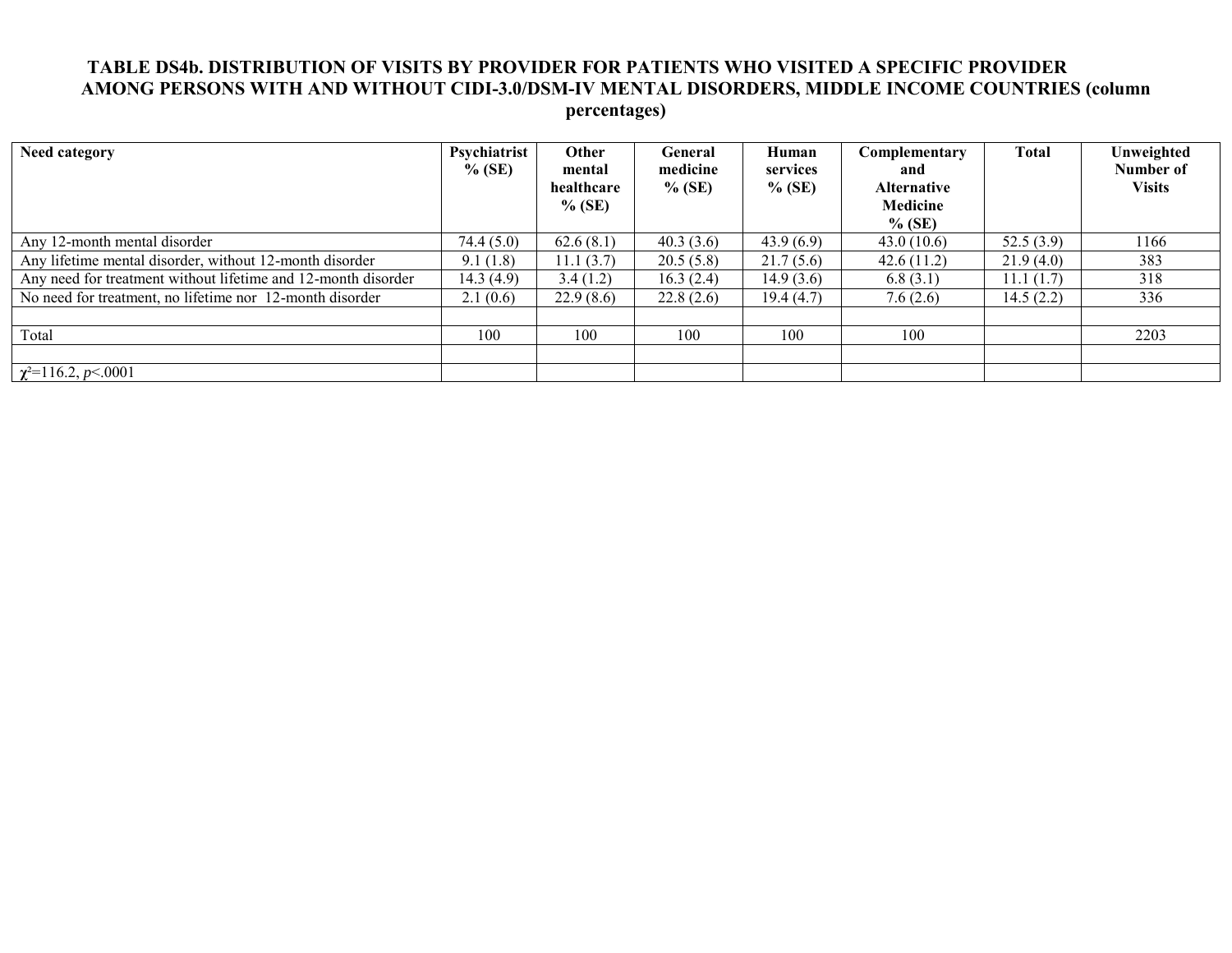**TABLE DS4b. DISTRIBUTION OF VISITS BY PROVIDER FOR PATIENTS WHO VISITED A SPECIFIC PROVIDER AMONG PERSONS WITH AND WITHOUT CIDI-3.0/DSM-IV MENTAL DISORDERS, MIDDLE INCOME COUNTRIES (column percentages)**

| Need category | Psychiatrist % (SE) | Other mental healthcare % (SE) | General medicine % (SE) | Human services % (SE) | Complementary and Alternative Medicine % (SE) | Total | Unweighted Number of Visits |
|---|---|---|---|---|---|---|---|
| Any 12-month mental disorder | 74.4 (5.0) | 62.6 (8.1) | 40.3 (3.6) | 43.9 (6.9) | 43.0 (10.6) | 52.5 (3.9) | 1166 |
| Any lifetime mental disorder, without 12-month disorder | 9.1 (1.8) | 11.1 (3.7) | 20.5 (5.8) | 21.7 (5.6) | 42.6 (11.2) | 21.9 (4.0) | 383 |
| Any need for treatment without lifetime and 12-month disorder | 14.3 (4.9) | 3.4 (1.2) | 16.3 (2.4) | 14.9 (3.6) | 6.8 (3.1) | 11.1 (1.7) | 318 |
| No need for treatment, no lifetime nor 12-month disorder | 2.1 (0.6) | 22.9 (8.6) | 22.8 (2.6) | 19.4 (4.7) | 7.6 (2.6) | 14.5 (2.2) | 336 |
| | | | | | | | |
| Total | 100 | 100 | 100 | 100 | 100 | | 2203 |
| | | | | | | | |
| $\chi^2$=116.2, *p*<.0001 | | | | | | | |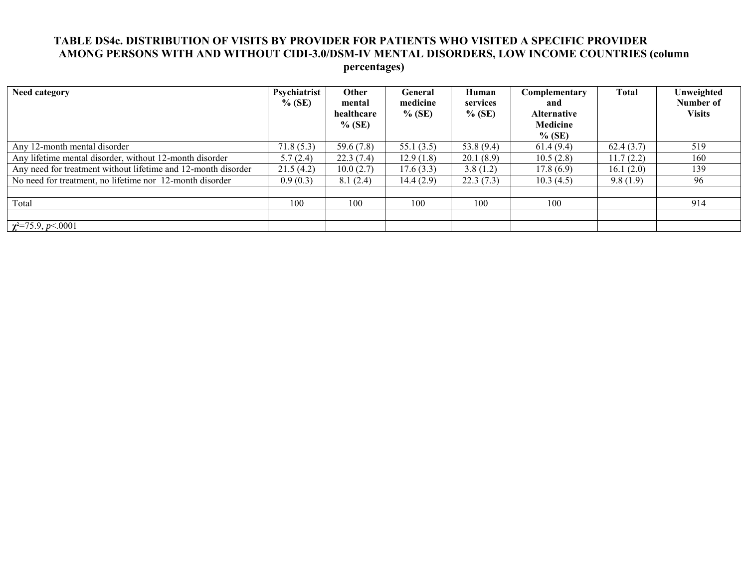### TABLE DS4c. DISTRIBUTION OF VISITS BY PROVIDER FOR PATIENTS WHO VISITED A SPECIFIC PROVIDER AMONG PERSONS WITH AND WITHOUT CIDI-3.0/DSM-IV MENTAL DISORDERS, LOW INCOME COUNTRIES (column percentages)

| Need category | Psychiatrist % (SE) | Other mental healthcare % (SE) | General medicine % (SE) | Human services % (SE) | Complementary and Alternative Medicine % (SE) | Total | Unweighted Number of Visits |
|---|---|---|---|---|---|---|---|
| Any 12-month mental disorder | 71.8 (5.3) | 59.6 (7.8) | 55.1 (3.5) | 53.8 (9.4) | 61.4 (9.4) | 62.4 (3.7) | 519 |
| Any lifetime mental disorder, without 12-month disorder | 5.7 (2.4) | 22.3 (7.4) | 12.9 (1.8) | 20.1 (8.9) | 10.5 (2.8) | 11.7 (2.2) | 160 |
| Any need for treatment without lifetime and 12-month disorder | 21.5 (4.2) | 10.0 (2.7) | 17.6 (3.3) | 3.8 (1.2) | 17.8 (6.9) | 16.1 (2.0) | 139 |
| No need for treatment, no lifetime nor 12-month disorder | 0.9 (0.3) | 8.1 (2.4) | 14.4 (2.9) | 22.3 (7.3) | 10.3 (4.5) | 9.8 (1.9) | 96 |
| | | | | | | | |
| Total | 100 | 100 | 100 | 100 | 100 | | 914 |
| | | | | | | | |
| $\chi^2$=75.9, *p*<.0001 | | | | | | | |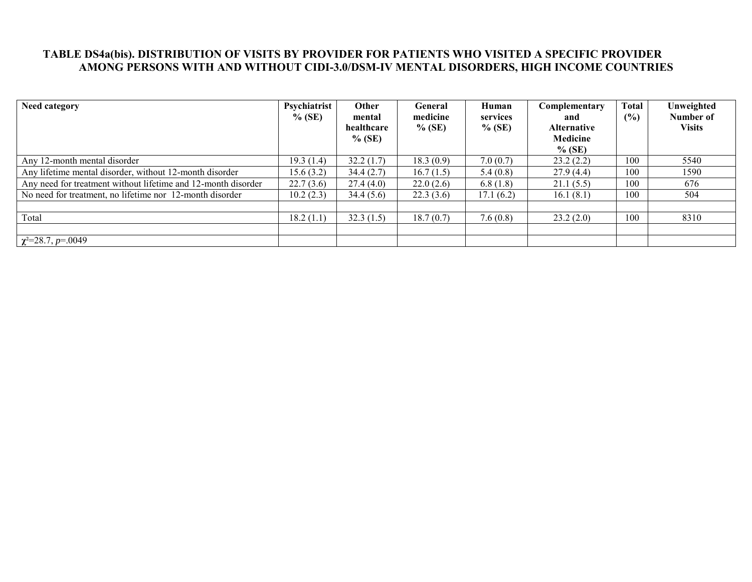**TABLE DS4a(bis). DISTRIBUTION OF VISITS BY PROVIDER FOR PATIENTS WHO VISITED A SPECIFIC PROVIDER AMONG PERSONS WITH AND WITHOUT CIDI-3.0/DSM-IV MENTAL DISORDERS, HIGH INCOME COUNTRIES**

| Need category | Psychiatrist % (SE) | Other mental healthcare % (SE) | General medicine % (SE) | Human services % (SE) | Complementary and Alternative Medicine % (SE) | Total (%) | Unweighted Number of Visits |
|---|---|---|---|---|---|---|---|
| Any 12-month mental disorder | 19.3 (1.4) | 32.2 (1.7) | 18.3 (0.9) | 7.0 (0.7) | 23.2 (2.2) | 100 | 5540 |
| Any lifetime mental disorder, without 12-month disorder | 15.6 (3.2) | 34.4 (2.7) | 16.7 (1.5) | 5.4 (0.8) | 27.9 (4.4) | 100 | 1590 |
| Any need for treatment without lifetime and 12-month disorder | 22.7 (3.6) | 27.4 (4.0) | 22.0 (2.6) | 6.8 (1.8) | 21.1 (5.5) | 100 | 676 |
| No need for treatment, no lifetime nor 12-month disorder | 10.2 (2.3) | 34.4 (5.6) | 22.3 (3.6) | 17.1 (6.2) | 16.1 (8.1) | 100 | 504 |
| | | | | | | | |
| Total | 18.2 (1.1) | 32.3 (1.5) | 18.7 (0.7) | 7.6 (0.8) | 23.2 (2.0) | 100 | 8310 |
| | | | | | | | |
| $\chi^2$=28.7, *p*=.0049 | | | | | | | |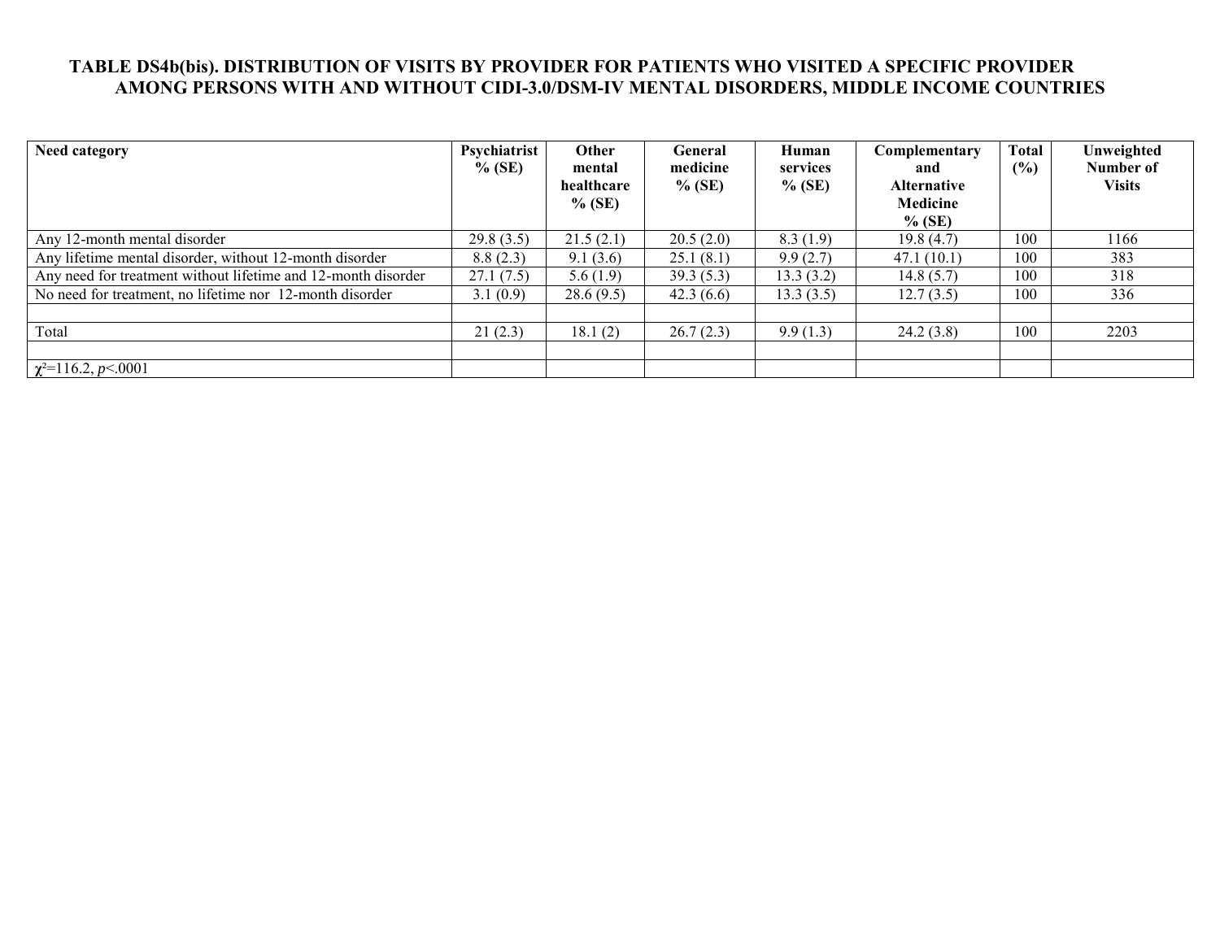**TABLE DS4b(bis). DISTRIBUTION OF VISITS BY PROVIDER FOR PATIENTS WHO VISITED A SPECIFIC PROVIDER AMONG PERSONS WITH AND WITHOUT CIDI-3.0/DSM-IV MENTAL DISORDERS, MIDDLE INCOME COUNTRIES**

| Need category | Psychiatrist % (SE) | Other mental healthcare % (SE) | General medicine % (SE) | Human services % (SE) | Complementary and Alternative Medicine % (SE) | Total (%) | Unweighted Number of Visits |
|---|---|---|---|---|---|---|---|
| Any 12-month mental disorder | 29.8 (3.5) | 21.5 (2.1) | 20.5 (2.0) | 8.3 (1.9) | 19.8 (4.7) | 100 | 1166 |
| Any lifetime mental disorder, without 12-month disorder | 8.8 (2.3) | 9.1 (3.6) | 25.1 (8.1) | 9.9 (2.7) | 47.1 (10.1) | 100 | 383 |
| Any need for treatment without lifetime and 12-month disorder | 27.1 (7.5) | 5.6 (1.9) | 39.3 (5.3) | 13.3 (3.2) | 14.8 (5.7) | 100 | 318 |
| No need for treatment, no lifetime nor 12-month disorder | 3.1 (0.9) | 28.6 (9.5) | 42.3 (6.6) | 13.3 (3.5) | 12.7 (3.5) | 100 | 336 |
| | | | | | | | |
| Total | 21 (2.3) | 18.1 (2) | 26.7 (2.3) | 9.9 (1.3) | 24.2 (3.8) | 100 | 2203 |
| | | | | | | | |
| $\chi^2$=116.2, $p$<.0001 | | | | | | | |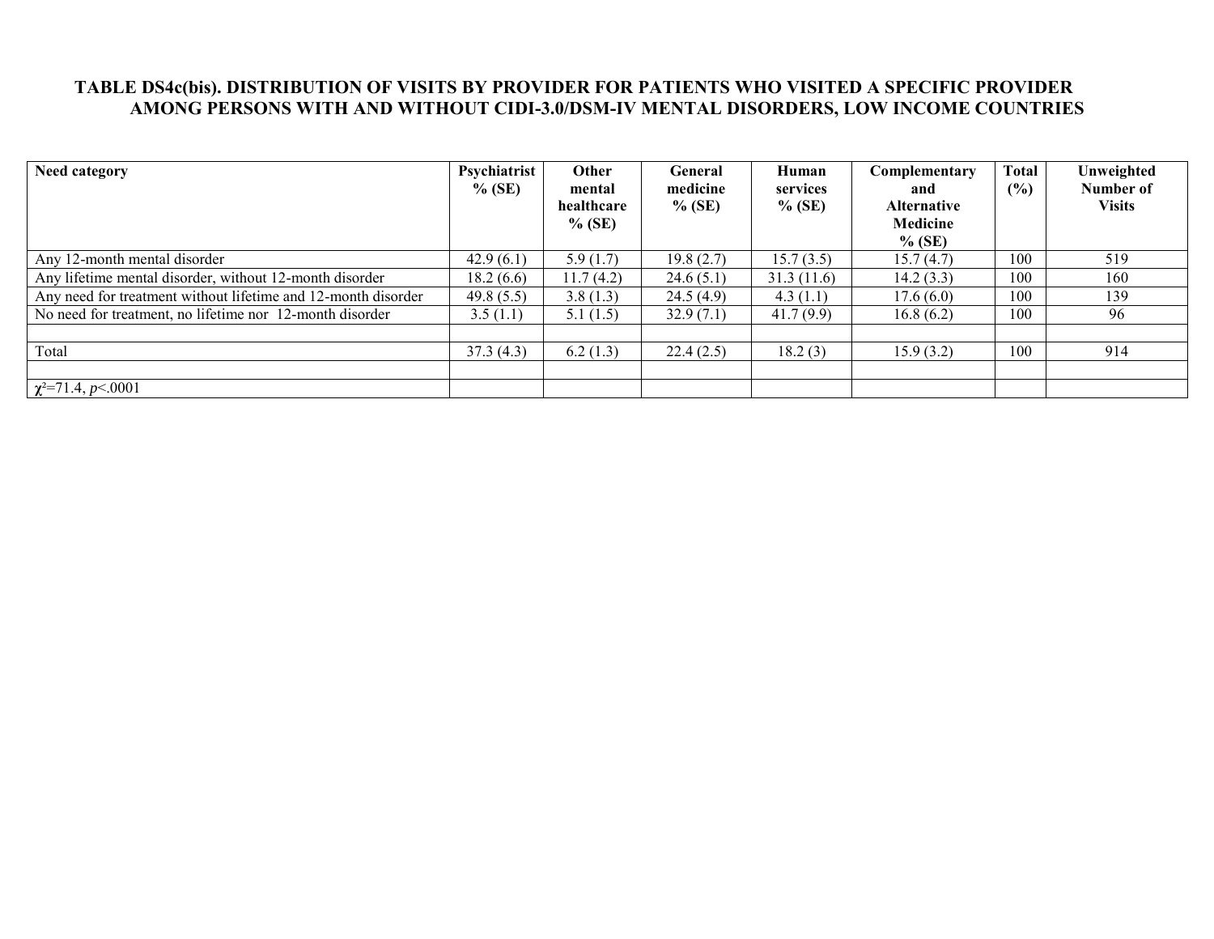**TABLE DS4c(bis). DISTRIBUTION OF VISITS BY PROVIDER FOR PATIENTS WHO VISITED A SPECIFIC PROVIDER AMONG PERSONS WITH AND WITHOUT CIDI-3.0/DSM-IV MENTAL DISORDERS, LOW INCOME COUNTRIES**

| Need category | Psychiatrist % (SE) | Other mental healthcare % (SE) | General medicine % (SE) | Human services % (SE) | Complementary and Alternative Medicine % (SE) | Total (%) | Unweighted Number of Visits |
|---|---|---|---|---|---|---|---|
| Any 12-month mental disorder | 42.9 (6.1) | 5.9 (1.7) | 19.8 (2.7) | 15.7 (3.5) | 15.7 (4.7) | 100 | 519 |
| Any lifetime mental disorder, without 12-month disorder | 18.2 (6.6) | 11.7 (4.2) | 24.6 (5.1) | 31.3 (11.6) | 14.2 (3.3) | 100 | 160 |
| Any need for treatment without lifetime and 12-month disorder | 49.8 (5.5) | 3.8 (1.3) | 24.5 (4.9) | 4.3 (1.1) | 17.6 (6.0) | 100 | 139 |
| No need for treatment, no lifetime nor 12-month disorder | 3.5 (1.1) | 5.1 (1.5) | 32.9 (7.1) | 41.7 (9.9) | 16.8 (6.2) | 100 | 96 |
| | | | | | | | |
| Total | 37.3 (4.3) | 6.2 (1.3) | 22.4 (2.5) | 18.2 (3) | 15.9 (3.2) | 100 | 914 |
| | | | | | | | |
| $\chi^2$=71.4, $p$<.0001 | | | | | | | |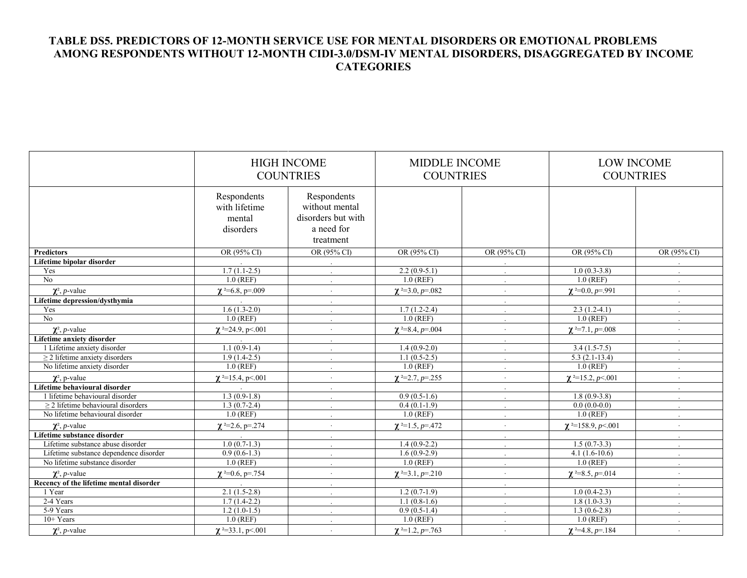# TABLE DS5. PREDICTORS OF 12-MONTH SERVICE USE FOR MENTAL DISORDERS OR EMOTIONAL PROBLEMS AMONG RESPONDENTS WITHOUT 12-MONTH CIDI-3.0/DSM-IV MENTAL DISORDERS, DISAGGREGATED BY INCOME CATEGORIES

| | HIGH INCOME COUNTRIES | | MIDDLE INCOME COUNTRIES | | LOW INCOME COUNTRIES | |
|---|---|---|---|---|---|---|
| | Respondents with lifetime mental disorders | Respondents without mental disorders but with a need for treatment | | | | |
| **Predictors** | OR (95% CI) | OR (95% CI) | OR (95% CI) | OR (95% CI) | OR (95% CI) | OR (95% CI) |
| **Lifetime bipolar disorder** | . | . | | . | | . |
| Yes | 1.7 (1.1-2.5) | . | 2.2 (0.9-5.1) | . | 1.0 (0.3-3.8) | . |
| No | 1.0 (REF) | . | 1.0 (REF) | . | 1.0 (REF) | . |
| $\chi^2$, *p*-value | $\chi^2$=6.8, p=.009 | . | $\chi^2$=3.0, *p*=.082 | . | $\chi^2$=0.0, *p*=.991 | . |
| **Lifetime depression/dysthymia** | . | . | | . | | . |
| Yes | 1.6 (1.3-2.0) | . | 1.7 (1.2-2.4) | . | 2.3 (1.2-4.1) | . |
| No | 1.0 (REF) | . | 1.0 (REF) | . | 1.0 (REF) | . |
| $\chi^2$, *p*-value | $\chi^2$=24.9, p<.001 | . | $\chi^2$=8.4, *p*=.004 | . | $\chi^2$=7.1, *p*=.008 | . |
| **Lifetime anxiety disorder** | . | . | | . | | . |
| 1 Lifetime anxiety disorder | 1.1 (0.9-1.4) | . | 1.4 (0.9-2.0) | . | 3.4 (1.5-7.5) | . |
| ≥ 2 lifetime anxiety disorders | 1.9 (1.4-2.5) | . | 1.1 (0.5-2.5) | . | 5.3 (2.1-13.4) | . |
| No lifetime anxiety disorder | 1.0 (REF) | . | 1.0 (REF) | . | 1.0 (REF) | . |
| $\chi^2$, p-value | $\chi^2$=15.4, p<.001 | . | $\chi^2$=2.7, *p*=.255 | . | $\chi^2$=15.2, *p*<.001 | . |
| **Lifetime behavioural disorder** | . | . | | . | | . |
| 1 lifetime behavioural disorder | 1.3 (0.9-1.8) | . | 0.9 (0.5-1.6) | . | 1.8 (0.9-3.8) | . |
| ≥ 2 lifetime behavioural disorders | 1.3 (0.7-2.4) | . | 0.4 (0.1-1.9) | . | 0.0 (0.0-0.0) | . |
| No lifetime behavioural disorder | 1.0 (REF) | . | 1.0 (REF) | . | 1.0 (REF) | . |
| $\chi^2$, *p*-value | $\chi^2$=2.6, p=.274 | . | $\chi^2$=1.5, *p*=.472 | . | $\chi^2$=158.9, *p*<.001 | . |
| **Lifetime substance disorder** | . | . | | . | | . |
| Lifetime substance abuse disorder | 1.0 (0.7-1.3) | . | 1.4 (0.9-2.2) | . | 1.5 (0.7-3.3) | . |
| Lifetime substance dependence disorder | 0.9 (0.6-1.3) | . | 1.6 (0.9-2.9) | . | 4.1 (1.6-10.6) | . |
| No lifetime substance disorder | 1.0 (REF) | . | 1.0 (REF) | . | 1.0 (REF) | . |
| $\chi^2$, *p*-value | $\chi^2$=0.6, p=.754 | . | $\chi^2$=3.1, *p*=.210 | . | $\chi^2$=8.5, *p*=.014 | . |
| **Recency of the lifetime mental disorder** | . | . | | . | | . |
| 1 Year | 2.1 (1.5-2.8) | . | 1.2 (0.7-1.9) | . | 1.0 (0.4-2.3) | . |
| 2-4 Years | 1.7 (1.4-2.2) | . | 1.1 (0.8-1.6) | . | 1.8 (1.0-3.3) | . |
| 5-9 Years | 1.2 (1.0-1.5) | . | 0.9 (0.5-1.4) | . | 1.3 (0.6-2.8) | . |
| 10+ Years | 1.0 (REF) | . | 1.0 (REF) | . | 1.0 (REF) | . |
| $\chi^2$, *p*-value | $\chi^2$=33.1, p<.001 | . | $\chi^2$=1.2, *p*=.763 | . | $\chi^2$=4.8, *p*=.184 | . |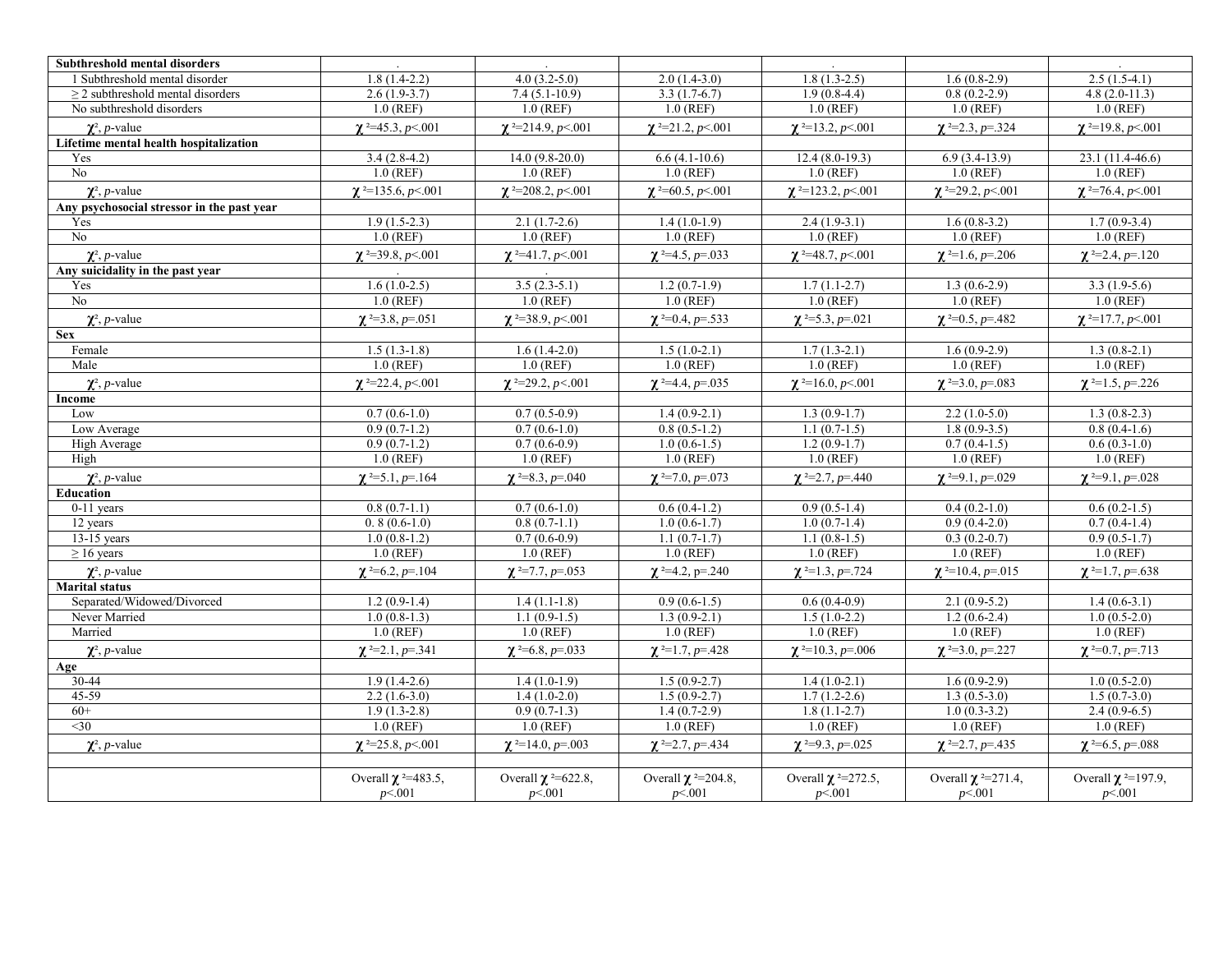| | | | | | | |
|---|---|---|---|---|---|---|
| **Subthreshold mental disorders** | . | . | | . | | . |
| 1 Subthreshold mental disorder | 1.8 (1.4-2.2) | 4.0 (3.2-5.0) | 2.0 (1.4-3.0) | 1.8 (1.3-2.5) | 1.6 (0.8-2.9) | 2.5 (1.5-4.1) |
| ≥ 2 subthreshold mental disorders | 2.6 (1.9-3.7) | 7.4 (5.1-10.9) | 3.3 (1.7-6.7) | 1.9 (0.8-4.4) | 0.8 (0.2-2.9) | 4.8 (2.0-11.3) |
| No subthreshold disorders | 1.0 (REF) | 1.0 (REF) | 1.0 (REF) | 1.0 (REF) | 1.0 (REF) | 1.0 (REF) |
| $\chi^2$, *p*-value | $\chi^2$=45.3, *p*<.001 | $\chi^2$=214.9, *p*<.001 | $\chi^2$=21.2, *p*<.001 | $\chi^2$=13.2, *p*<.001 | $\chi^2$=2.3, *p*=.324 | $\chi^2$=19.8, *p*<.001 |
| **Lifetime mental health hospitalization** | | | | | | |
| Yes | 3.4 (2.8-4.2) | 14.0 (9.8-20.0) | 6.6 (4.1-10.6) | 12.4 (8.0-19.3) | 6.9 (3.4-13.9) | 23.1 (11.4-46.6) |
| No | 1.0 (REF) | 1.0 (REF) | 1.0 (REF) | 1.0 (REF) | 1.0 (REF) | 1.0 (REF) |
| $\chi^2$, *p*-value | $\chi^2$=135.6, *p*<.001 | $\chi^2$=208.2, *p*<.001 | $\chi^2$=60.5, *p*<.001 | $\chi^2$=123.2, *p*<.001 | $\chi^2$=29.2, *p*<.001 | $\chi^2$=76.4, *p*<.001 |
| **Any psychosocial stressor in the past year** | | | | | | |
| Yes | 1.9 (1.5-2.3) | 2.1 (1.7-2.6) | 1.4 (1.0-1.9) | 2.4 (1.9-3.1) | 1.6 (0.8-3.2) | 1.7 (0.9-3.4) |
| No | 1.0 (REF) | 1.0 (REF) | 1.0 (REF) | 1.0 (REF) | 1.0 (REF) | 1.0 (REF) |
| $\chi^2$, *p*-value | $\chi^2$=39.8, *p*<.001 | $\chi^2$=41.7, *p*<.001 | $\chi^2$=4.5, *p*=.033 | $\chi^2$=48.7, *p*<.001 | $\chi^2$=1.6, *p*=.206 | $\chi^2$=2.4, *p*=.120 |
| **Any suicidality in the past year** | . | . | | | | |
| Yes | 1.6 (1.0-2.5) | 3.5 (2.3-5.1) | 1.2 (0.7-1.9) | 1.7 (1.1-2.7) | 1.3 (0.6-2.9) | 3.3 (1.9-5.6) |
| No | 1.0 (REF) | 1.0 (REF) | 1.0 (REF) | 1.0 (REF) | 1.0 (REF) | 1.0 (REF) |
| $\chi^2$, *p*-value | $\chi^2$=3.8, *p*=.051 | $\chi^2$=38.9, *p*<.001 | $\chi^2$=0.4, *p*=.533 | $\chi^2$=5.3, *p*=.021 | $\chi^2$=0.5, *p*=.482 | $\chi^2$=17.7, *p*<.001 |
| **Sex** | | | | | | |
| Female | 1.5 (1.3-1.8) | 1.6 (1.4-2.0) | 1.5 (1.0-2.1) | 1.7 (1.3-2.1) | 1.6 (0.9-2.9) | 1.3 (0.8-2.1) |
| Male | 1.0 (REF) | 1.0 (REF) | 1.0 (REF) | 1.0 (REF) | 1.0 (REF) | 1.0 (REF) |
| $\chi^2$, *p*-value | $\chi^2$=22.4, *p*<.001 | $\chi^2$=29.2, *p*<.001 | $\chi^2$=4.4, *p*=.035 | $\chi^2$=16.0, *p*<.001 | $\chi^2$=3.0, *p*=.083 | $\chi^2$=1.5, *p*=.226 |
| **Income** | | | | | | |
| Low | 0.7 (0.6-1.0) | 0.7 (0.5-0.9) | 1.4 (0.9-2.1) | 1.3 (0.9-1.7) | 2.2 (1.0-5.0) | 1.3 (0.8-2.3) |
| Low Average | 0.9 (0.7-1.2) | 0.7 (0.6-1.0) | 0.8 (0.5-1.2) | 1.1 (0.7-1.5) | 1.8 (0.9-3.5) | 0.8 (0.4-1.6) |
| High Average | 0.9 (0.7-1.2) | 0.7 (0.6-0.9) | 1.0 (0.6-1.5) | 1.2 (0.9-1.7) | 0.7 (0.4-1.5) | 0.6 (0.3-1.0) |
| High | 1.0 (REF) | 1.0 (REF) | 1.0 (REF) | 1.0 (REF) | 1.0 (REF) | 1.0 (REF) |
| $\chi^2$, *p*-value | $\chi^2$=5.1, *p*=.164 | $\chi^2$=8.3, *p*=.040 | $\chi^2$=7.0, *p*=.073 | $\chi^2$=2.7, *p*=.440 | $\chi^2$=9.1, *p*=.029 | $\chi^2$=9.1, *p*=.028 |
| **Education** | | | | | | |
| 0-11 years | 0.8 (0.7-1.1) | 0.7 (0.6-1.0) | 0.6 (0.4-1.2) | 0.9 (0.5-1.4) | 0.4 (0.2-1.0) | 0.6 (0.2-1.5) |
| 12 years | 0. 8 (0.6-1.0) | 0.8 (0.7-1.1) | 1.0 (0.6-1.7) | 1.0 (0.7-1.4) | 0.9 (0.4-2.0) | 0.7 (0.4-1.4) |
| 13-15 years | 1.0 (0.8-1.2) | 0.7 (0.6-0.9) | 1.1 (0.7-1.7) | 1.1 (0.8-1.5) | 0.3 (0.2-0.7) | 0.9 (0.5-1.7) |
| ≥ 16 years | 1.0 (REF) | 1.0 (REF) | 1.0 (REF) | 1.0 (REF) | 1.0 (REF) | 1.0 (REF) |
| $\chi^2$, *p*-value | $\chi^2$=6.2, *p*=.104 | $\chi^2$=7.7, *p*=.053 | $\chi^2$=4.2, p=.240 | $\chi^2$=1.3, *p*=.724 | $\chi^2$=10.4, *p*=.015 | $\chi^2$=1.7, *p*=.638 |
| **Marital status** | | | | | | |
| Separated/Widowed/Divorced | 1.2 (0.9-1.4) | 1.4 (1.1-1.8) | 0.9 (0.6-1.5) | 0.6 (0.4-0.9) | 2.1 (0.9-5.2) | 1.4 (0.6-3.1) |
| Never Married | 1.0 (0.8-1.3) | 1.1 (0.9-1.5) | 1.3 (0.9-2.1) | 1.5 (1.0-2.2) | 1.2 (0.6-2.4) | 1.0 (0.5-2.0) |
| Married | 1.0 (REF) | 1.0 (REF) | 1.0 (REF) | 1.0 (REF) | 1.0 (REF) | 1.0 (REF) |
| $\chi^2$, *p*-value | $\chi^2$=2.1, *p*=.341 | $\chi^2$=6.8, *p*=.033 | $\chi^2$=1.7, *p*=.428 | $\chi^2$=10.3, *p*=.006 | $\chi^2$=3.0, *p*=.227 | $\chi^2$=0.7, *p*=.713 |
| **Age** | | | | | | |
| 30-44 | 1.9 (1.4-2.6) | 1.4 (1.0-1.9) | 1.5 (0.9-2.7) | 1.4 (1.0-2.1) | 1.6 (0.9-2.9) | 1.0 (0.5-2.0) |
| 45-59 | 2.2 (1.6-3.0) | 1.4 (1.0-2.0) | 1.5 (0.9-2.7) | 1.7 (1.2-2.6) | 1.3 (0.5-3.0) | 1.5 (0.7-3.0) |
| 60+ | 1.9 (1.3-2.8) | 0.9 (0.7-1.3) | 1.4 (0.7-2.9) | 1.8 (1.1-2.7) | 1.0 (0.3-3.2) | 2.4 (0.9-6.5) |
| <30 | 1.0 (REF) | 1.0 (REF) | 1.0 (REF) | 1.0 (REF) | 1.0 (REF) | 1.0 (REF) |
| $\chi^2$, *p*-value | $\chi^2$=25.8, *p*<.001 | $\chi^2$=14.0, *p*=.003 | $\chi^2$=2.7, *p*=.434 | $\chi^2$=9.3, *p*=.025 | $\chi^2$=2.7, *p*=.435 | $\chi^2$=6.5, *p*=.088 |
| | | | | | | |
| | Overall $\chi^2$=483.5, *p*<.001 | Overall $\chi^2$=622.8, *p*<.001 | Overall $\chi^2$=204.8, *p*<.001 | Overall $\chi^2$=272.5, *p*<.001 | Overall $\chi^2$=271.4, *p*<.001 | Overall $\chi^2$=197.9, *p*<.001 |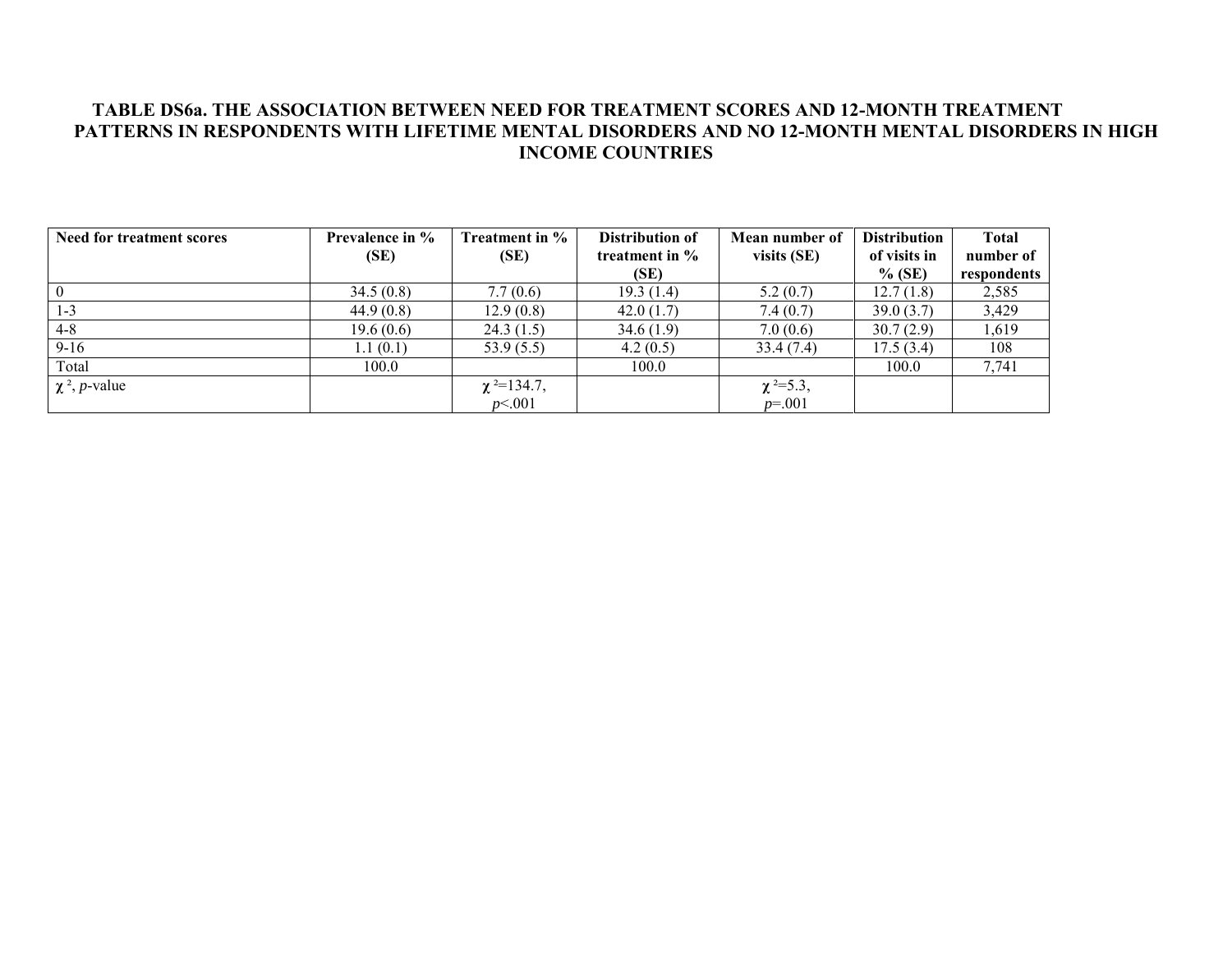### TABLE DS6a. THE ASSOCIATION BETWEEN NEED FOR TREATMENT SCORES AND 12-MONTH TREATMENT PATTERNS IN RESPONDENTS WITH LIFETIME MENTAL DISORDERS AND NO 12-MONTH MENTAL DISORDERS IN HIGH INCOME COUNTRIES

| Need for treatment scores | Prevalence in % (SE) | Treatment in % (SE) | Distribution of treatment in % (SE) | Mean number of visits (SE) | Distribution of visits in % (SE) | Total number of respondents |
|---|---|---|---|---|---|---|
| 0 | 34.5 (0.8) | 7.7 (0.6) | 19.3 (1.4) | 5.2 (0.7) | 12.7 (1.8) | 2,585 |
| 1-3 | 44.9 (0.8) | 12.9 (0.8) | 42.0 (1.7) | 7.4 (0.7) | 39.0 (3.7) | 3,429 |
| 4-8 | 19.6 (0.6) | 24.3 (1.5) | 34.6 (1.9) | 7.0 (0.6) | 30.7 (2.9) | 1,619 |
| 9-16 | 1.1 (0.1) | 53.9 (5.5) | 4.2 (0.5) | 33.4 (7.4) | 17.5 (3.4) | 108 |
| Total | 100.0 | | 100.0 | | 100.0 | 7,741 |
| $\chi^2$, *p*-value | | $\chi^2$=134.7, *p*<.001 | | $\chi^2$=5.3, *p*=.001 | | |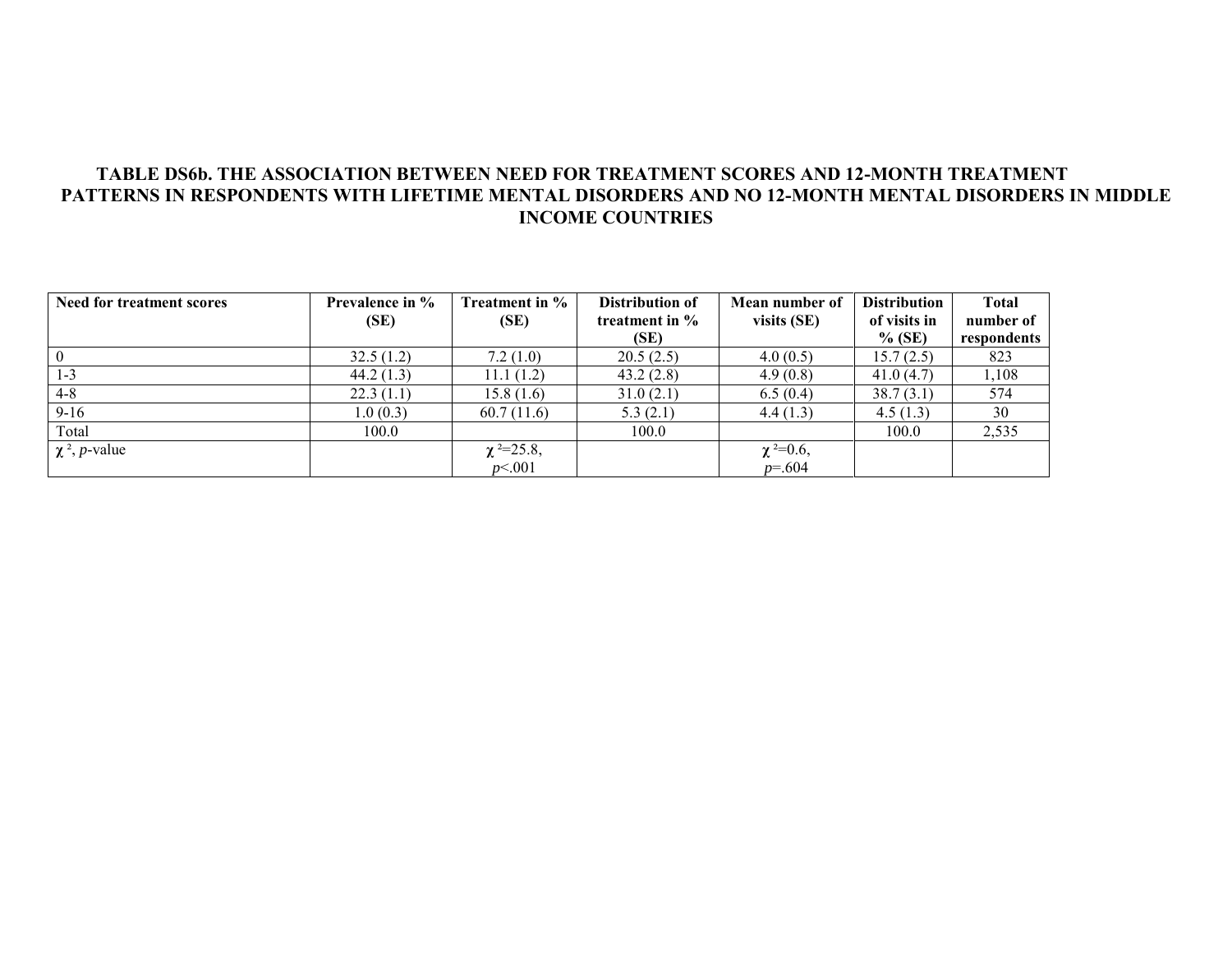**TABLE DS6b. THE ASSOCIATION BETWEEN NEED FOR TREATMENT SCORES AND 12-MONTH TREATMENT PATTERNS IN RESPONDENTS WITH LIFETIME MENTAL DISORDERS AND NO 12-MONTH MENTAL DISORDERS IN MIDDLE INCOME COUNTRIES**

| Need for treatment scores | Prevalence in % (SE) | Treatment in % (SE) | Distribution of treatment in % (SE) | Mean number of visits (SE) | Distribution of visits in % (SE) | Total number of respondents |
|---|---|---|---|---|---|---|
| 0 | 32.5 (1.2) | 7.2 (1.0) | 20.5 (2.5) | 4.0 (0.5) | 15.7 (2.5) | 823 |
| 1-3 | 44.2 (1.3) | 11.1 (1.2) | 43.2 (2.8) | 4.9 (0.8) | 41.0 (4.7) | 1,108 |
| 4-8 | 22.3 (1.1) | 15.8 (1.6) | 31.0 (2.1) | 6.5 (0.4) | 38.7 (3.1) | 574 |
| 9-16 | 1.0 (0.3) | 60.7 (11.6) | 5.3 (2.1) | 4.4 (1.3) | 4.5 (1.3) | 30 |
| Total | 100.0 | | 100.0 | | 100.0 | 2,535 |
| $\chi^2$, *p*-value | | $\chi^2$=25.8, $p$<.001 | | $\chi^2$=0.6, $p$=.604 | | |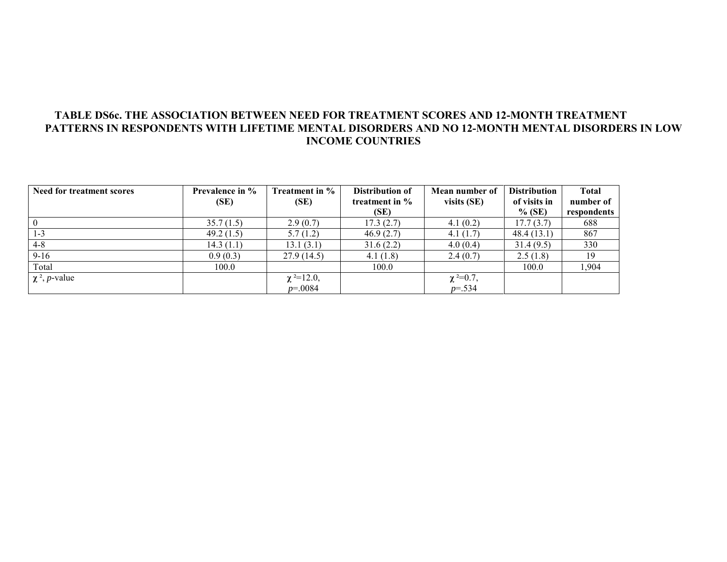**TABLE DS6c. THE ASSOCIATION BETWEEN NEED FOR TREATMENT SCORES AND 12-MONTH TREATMENT PATTERNS IN RESPONDENTS WITH LIFETIME MENTAL DISORDERS AND NO 12-MONTH MENTAL DISORDERS IN LOW INCOME COUNTRIES**

| Need for treatment scores | Prevalence in % (SE) | Treatment in % (SE) | Distribution of treatment in % (SE) | Mean number of visits (SE) | Distribution of visits in % (SE) | Total number of respondents |
|---|---|---|---|---|---|---|
| 0 | 35.7 (1.5) | 2.9 (0.7) | 17.3 (2.7) | 4.1 (0.2) | 17.7 (3.7) | 688 |
| 1-3 | 49.2 (1.5) | 5.7 (1.2) | 46.9 (2.7) | 4.1 (1.7) | 48.4 (13.1) | 867 |
| 4-8 | 14.3 (1.1) | 13.1 (3.1) | 31.6 (2.2) | 4.0 (0.4) | 31.4 (9.5) | 330 |
| 9-16 | 0.9 (0.3) | 27.9 (14.5) | 4.1 (1.8) | 2.4 (0.7) | 2.5 (1.8) | 19 |
| Total | 100.0 | | 100.0 | | 100.0 | 1,904 |
| $\chi^2$, *p*-value | | $\chi^2$=12.0, *p*=.0084 | | $\chi^2$=0.7, *p*=.534 | | |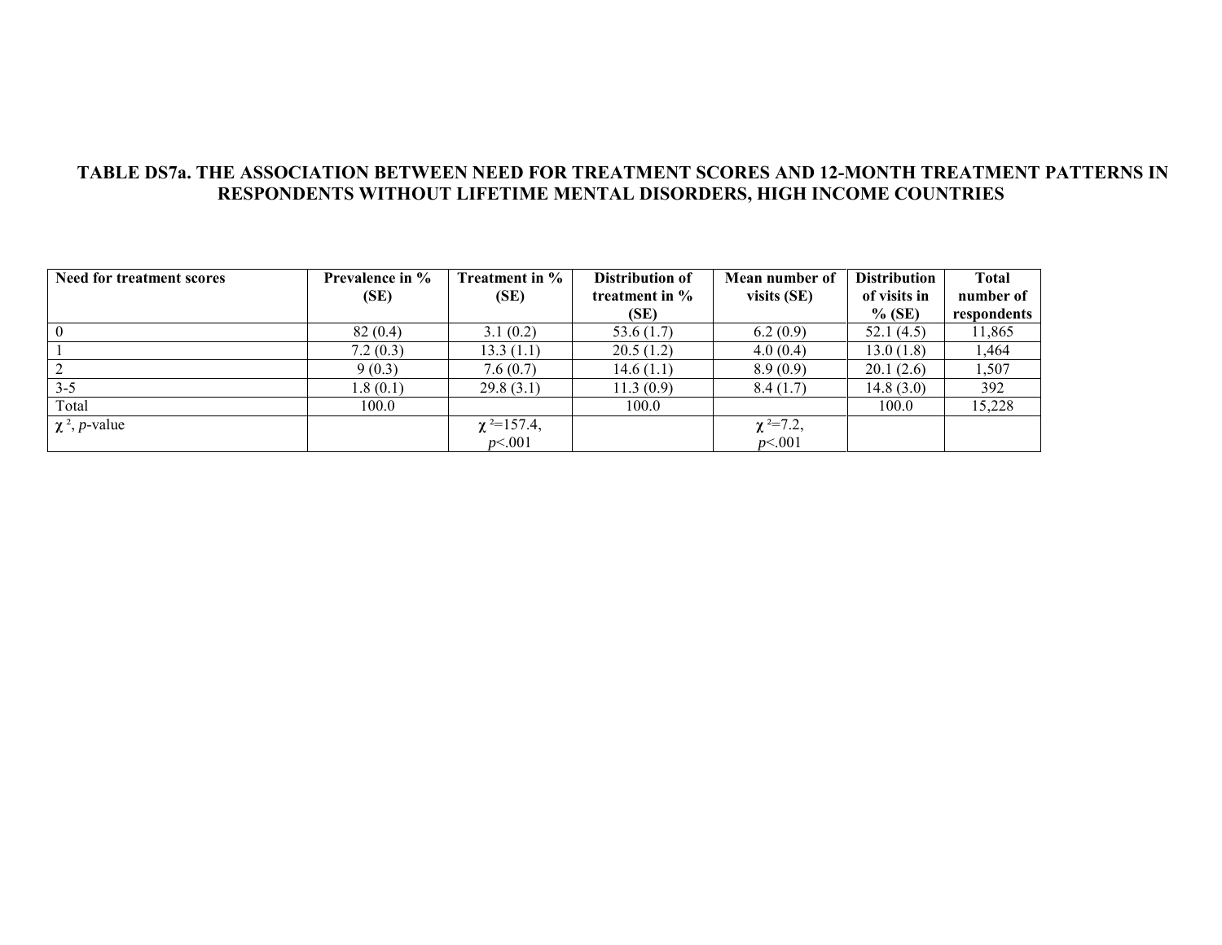**TABLE DS7a. THE ASSOCIATION BETWEEN NEED FOR TREATMENT SCORES AND 12-MONTH TREATMENT PATTERNS IN RESPONDENTS WITHOUT LIFETIME MENTAL DISORDERS, HIGH INCOME COUNTRIES**

| Need for treatment scores | Prevalence in % (SE) | Treatment in % (SE) | Distribution of treatment in % (SE) | Mean number of visits (SE) | Distribution of visits in % (SE) | Total number of respondents |
|---|---|---|---|---|---|---|
| 0 | 82 (0.4) | 3.1 (0.2) | 53.6 (1.7) | 6.2 (0.9) | 52.1 (4.5) | 11,865 |
| 1 | 7.2 (0.3) | 13.3 (1.1) | 20.5 (1.2) | 4.0 (0.4) | 13.0 (1.8) | 1,464 |
| 2 | 9 (0.3) | 7.6 (0.7) | 14.6 (1.1) | 8.9 (0.9) | 20.1 (2.6) | 1,507 |
| 3-5 | 1.8 (0.1) | 29.8 (3.1) | 11.3 (0.9) | 8.4 (1.7) | 14.8 (3.0) | 392 |
| Total | 100.0 | | 100.0 | | 100.0 | 15,228 |
| $\chi^2$, *p*-value | | $\chi^2$=157.4, $p$<.001 | | $\chi^2$=7.2, $p$<.001 | | |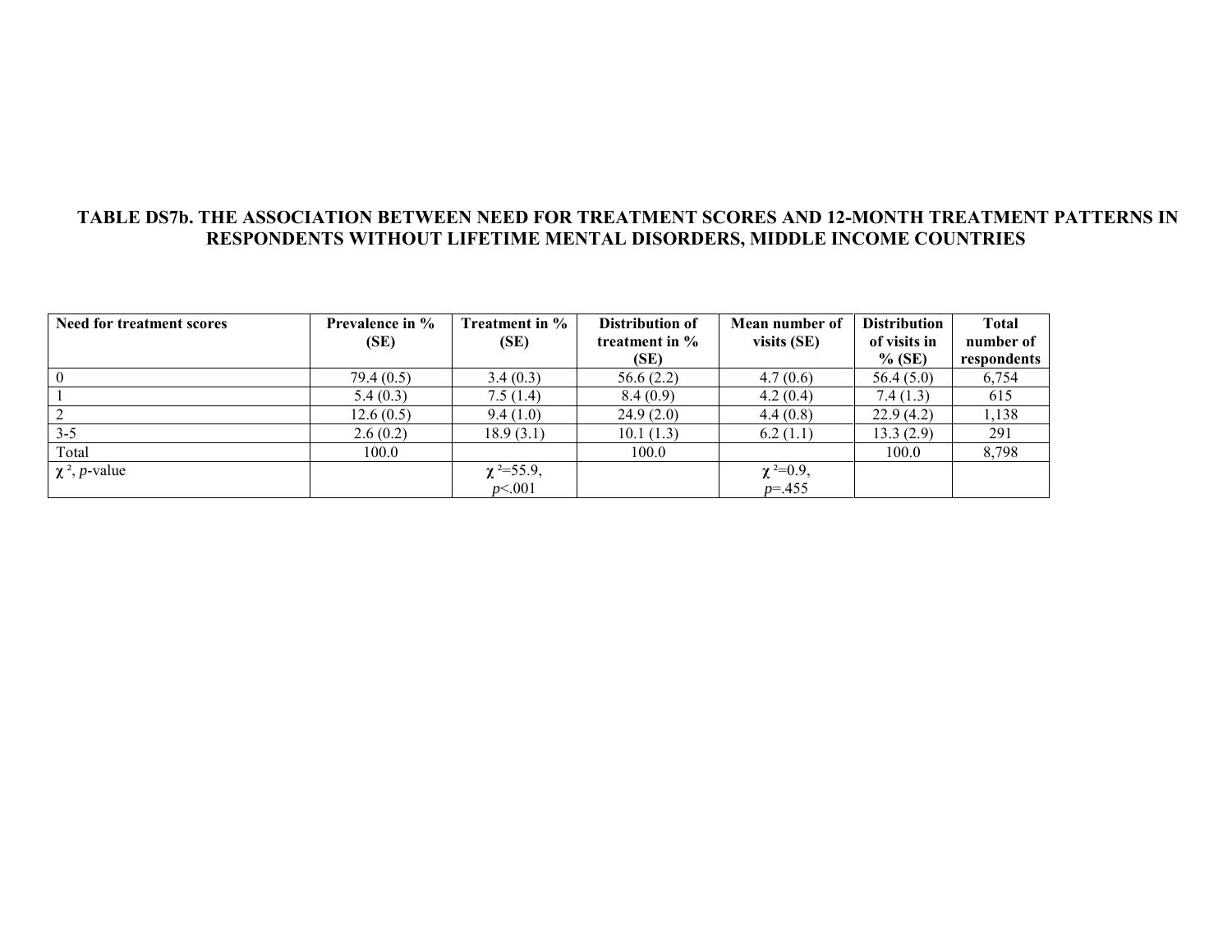**TABLE DS7b. THE ASSOCIATION BETWEEN NEED FOR TREATMENT SCORES AND 12-MONTH TREATMENT PATTERNS IN RESPONDENTS WITHOUT LIFETIME MENTAL DISORDERS, MIDDLE INCOME COUNTRIES**

| Need for treatment scores | Prevalence in % (SE) | Treatment in % (SE) | Distribution of treatment in % (SE) | Mean number of visits (SE) | Distribution of visits in % (SE) | Total number of respondents |
|---|---|---|---|---|---|---|
| 0 | 79.4 (0.5) | 3.4 (0.3) | 56.6 (2.2) | 4.7 (0.6) | 56.4 (5.0) | 6,754 |
| 1 | 5.4 (0.3) | 7.5 (1.4) | 8.4 (0.9) | 4.2 (0.4) | 7.4 (1.3) | 615 |
| 2 | 12.6 (0.5) | 9.4 (1.0) | 24.9 (2.0) | 4.4 (0.8) | 22.9 (4.2) | 1,138 |
| 3-5 | 2.6 (0.2) | 18.9 (3.1) | 10.1 (1.3) | 6.2 (1.1) | 13.3 (2.9) | 291 |
| Total | 100.0 | | 100.0 | | 100.0 | 8,798 |
| $\chi^2$, *p*-value | | $\chi^2$=55.9, *p*<.001 | | $\chi^2$=0.9, *p*=.455 | | |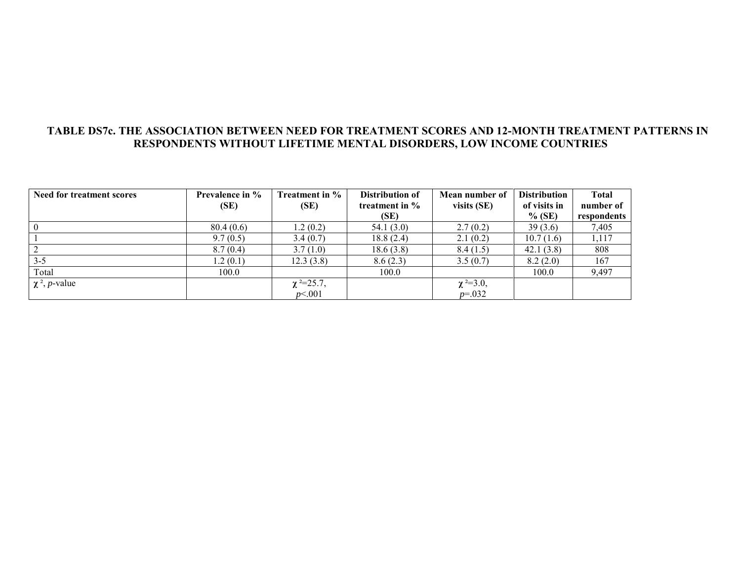**TABLE DS7c. THE ASSOCIATION BETWEEN NEED FOR TREATMENT SCORES AND 12-MONTH TREATMENT PATTERNS IN RESPONDENTS WITHOUT LIFETIME MENTAL DISORDERS, LOW INCOME COUNTRIES**

| Need for treatment scores | Prevalence in % (SE) | Treatment in % (SE) | Distribution of treatment in % (SE) | Mean number of visits (SE) | Distribution of visits in % (SE) | Total number of respondents |
|---|---|---|---|---|---|---|
| 0 | 80.4 (0.6) | 1.2 (0.2) | 54.1 (3.0) | 2.7 (0.2) | 39 (3.6) | 7,405 |
| 1 | 9.7 (0.5) | 3.4 (0.7) | 18.8 (2.4) | 2.1 (0.2) | 10.7 (1.6) | 1,117 |
| 2 | 8.7 (0.4) | 3.7 (1.0) | 18.6 (3.8) | 8.4 (1.5) | 42.1 (3.8) | 808 |
| 3-5 | 1.2 (0.1) | 12.3 (3.8) | 8.6 (2.3) | 3.5 (0.7) | 8.2 (2.0) | 167 |
| Total | 100.0 | | 100.0 | | 100.0 | 9,497 |
| $\chi^2$, *p*-value | | $\chi^2$=25.7, *p*<.001 | | $\chi^2$=3.0, *p*=.032 | | |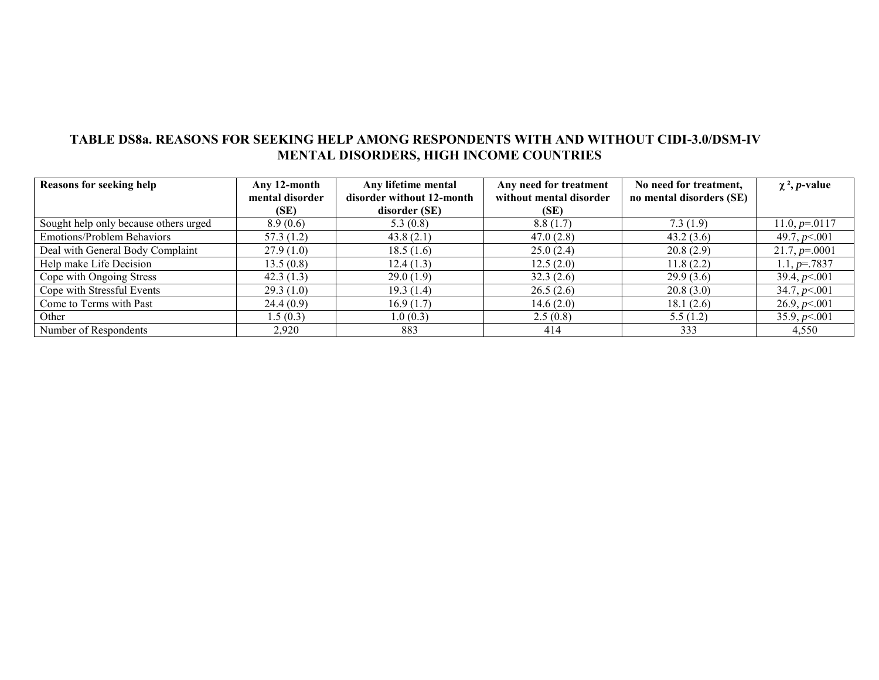**TABLE DS8a. REASONS FOR SEEKING HELP AMONG RESPONDENTS WITH AND WITHOUT CIDI-3.0/DSM-IV MENTAL DISORDERS, HIGH INCOME COUNTRIES**

| Reasons for seeking help | Any 12-month mental disorder (SE) | Any lifetime mental disorder without 12-month disorder (SE) | Any need for treatment without mental disorder (SE) | No need for treatment, no mental disorders (SE) | $\chi^2$, *p*-value |
|---|---|---|---|---|---|
| Sought help only because others urged | 8.9 (0.6) | 5.3 (0.8) | 8.8 (1.7) | 7.3 (1.9) | 11.0, *p*=.0117 |
| Emotions/Problem Behaviors | 57.3 (1.2) | 43.8 (2.1) | 47.0 (2.8) | 43.2 (3.6) | 49.7, *p*<.001 |
| Deal with General Body Complaint | 27.9 (1.0) | 18.5 (1.6) | 25.0 (2.4) | 20.8 (2.9) | 21.7, *p*=.0001 |
| Help make Life Decision | 13.5 (0.8) | 12.4 (1.3) | 12.5 (2.0) | 11.8 (2.2) | 1.1, *p*=.7837 |
| Cope with Ongoing Stress | 42.3 (1.3) | 29.0 (1.9) | 32.3 (2.6) | 29.9 (3.6) | 39.4, *p*<.001 |
| Cope with Stressful Events | 29.3 (1.0) | 19.3 (1.4) | 26.5 (2.6) | 20.8 (3.0) | 34.7, *p*<.001 |
| Come to Terms with Past | 24.4 (0.9) | 16.9 (1.7) | 14.6 (2.0) | 18.1 (2.6) | 26.9, *p*<.001 |
| Other | 1.5 (0.3) | 1.0 (0.3) | 2.5 (0.8) | 5.5 (1.2) | 35.9, *p*<.001 |
| Number of Respondents | 2,920 | 883 | 414 | 333 | 4,550 |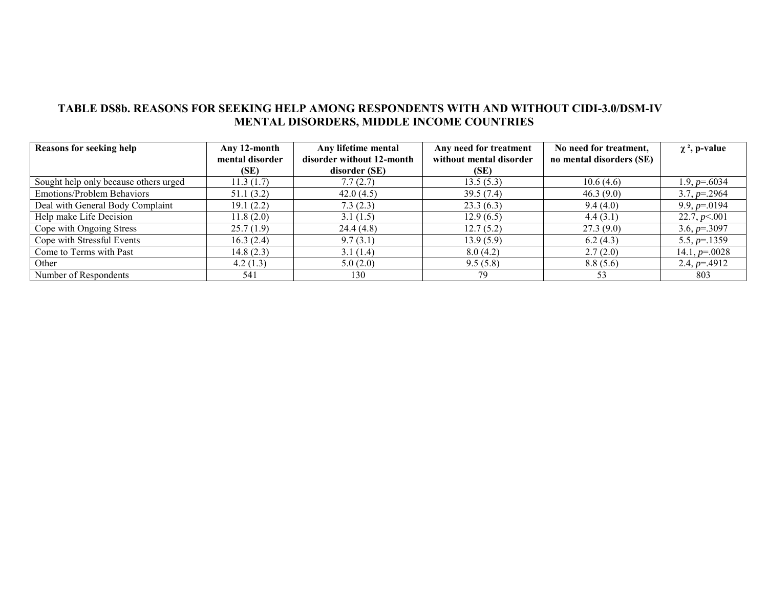**TABLE DS8b. REASONS FOR SEEKING HELP AMONG RESPONDENTS WITH AND WITHOUT CIDI-3.0/DSM-IV MENTAL DISORDERS, MIDDLE INCOME COUNTRIES**

| Reasons for seeking help | Any 12-month mental disorder (SE) | Any lifetime mental disorder without 12-month disorder (SE) | Any need for treatment without mental disorder (SE) | No need for treatment, no mental disorders (SE) | $\chi^2$, p-value |
|---|---|---|---|---|---|
| Sought help only because others urged | 11.3 (1.7) | 7.7 (2.7) | 13.5 (5.3) | 10.6 (4.6) | 1.9, $p$=.6034 |
| Emotions/Problem Behaviors | 51.1 (3.2) | 42.0 (4.5) | 39.5 (7.4) | 46.3 (9.0) | 3.7, $p$=.2964 |
| Deal with General Body Complaint | 19.1 (2.2) | 7.3 (2.3) | 23.3 (6.3) | 9.4 (4.0) | 9.9, $p$=.0194 |
| Help make Life Decision | 11.8 (2.0) | 3.1 (1.5) | 12.9 (6.5) | 4.4 (3.1) | 22.7, $p$<.001 |
| Cope with Ongoing Stress | 25.7 (1.9) | 24.4 (4.8) | 12.7 (5.2) | 27.3 (9.0) | 3.6, $p$=.3097 |
| Cope with Stressful Events | 16.3 (2.4) | 9.7 (3.1) | 13.9 (5.9) | 6.2 (4.3) | 5.5, $p$=.1359 |
| Come to Terms with Past | 14.8 (2.3) | 3.1 (1.4) | 8.0 (4.2) | 2.7 (2.0) | 14.1, $p$=.0028 |
| Other | 4.2 (1.3) | 5.0 (2.0) | 9.5 (5.8) | 8.8 (5.6) | 2.4, $p$=.4912 |
| Number of Respondents | 541 | 130 | 79 | 53 | 803 |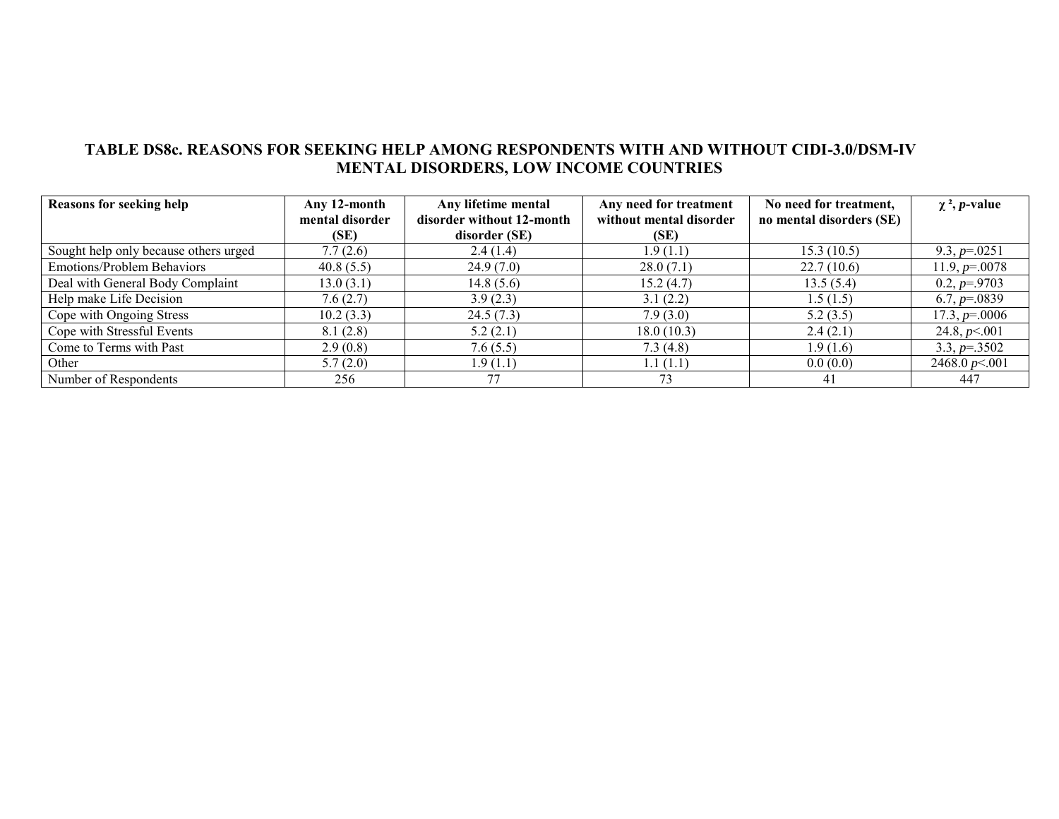**TABLE DS8c. REASONS FOR SEEKING HELP AMONG RESPONDENTS WITH AND WITHOUT CIDI-3.0/DSM-IV MENTAL DISORDERS, LOW INCOME COUNTRIES**

| Reasons for seeking help | Any 12-month mental disorder (SE) | Any lifetime mental disorder without 12-month disorder (SE) | Any need for treatment without mental disorder (SE) | No need for treatment, no mental disorders (SE) | $\chi^2$, *p*-value |
|---|---|---|---|---|---|
| Sought help only because others urged | 7.7 (2.6) | 2.4 (1.4) | 1.9 (1.1) | 15.3 (10.5) | 9.3, *p*=.0251 |
| Emotions/Problem Behaviors | 40.8 (5.5) | 24.9 (7.0) | 28.0 (7.1) | 22.7 (10.6) | 11.9, *p*=.0078 |
| Deal with General Body Complaint | 13.0 (3.1) | 14.8 (5.6) | 15.2 (4.7) | 13.5 (5.4) | 0.2, *p*=.9703 |
| Help make Life Decision | 7.6 (2.7) | 3.9 (2.3) | 3.1 (2.2) | 1.5 (1.5) | 6.7, *p*=.0839 |
| Cope with Ongoing Stress | 10.2 (3.3) | 24.5 (7.3) | 7.9 (3.0) | 5.2 (3.5) | 17.3, *p*=.0006 |
| Cope with Stressful Events | 8.1 (2.8) | 5.2 (2.1) | 18.0 (10.3) | 2.4 (2.1) | 24.8, *p*<.001 |
| Come to Terms with Past | 2.9 (0.8) | 7.6 (5.5) | 7.3 (4.8) | 1.9 (1.6) | 3.3, *p*=.3502 |
| Other | 5.7 (2.0) | 1.9 (1.1) | 1.1 (1.1) | 0.0 (0.0) | 2468.0 *p*<.001 |
| Number of Respondents | 256 | 77 | 73 | 41 | 447 |